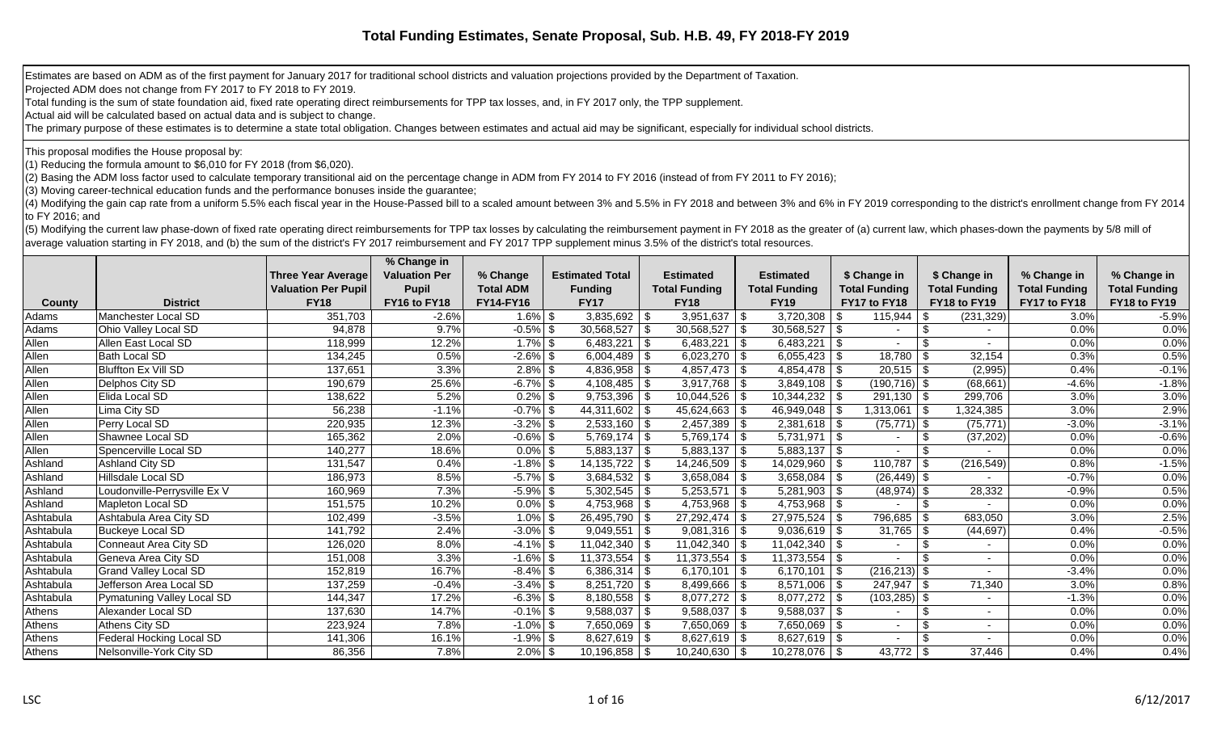# Total Funding Estimates, Senate Proposal, Sub. H.B. 49, FY 2018-FY 2019

Estimates are based on ADM as of the first payment for January 2017 for traditional school districts and valuation projections provided by the Department of Taxation.
Projected ADM does not change from FY 2017 to FY 2018 to FY 2019.
Total funding is the sum of state foundation aid, fixed rate operating direct reimbursements for TPP tax losses, and, in FY 2017 only, the TPP supplement.
Actual aid will be calculated based on actual data and is subject to change.
The primary purpose of these estimates is to determine a state total obligation. Changes between estimates and actual aid may be significant, especially for individual school districts.

This proposal modifies the House proposal by:
(1) Reducing the formula amount to $6,010 for FY 2018 (from $6,020).
(2) Basing the ADM loss factor used to calculate temporary transitional aid on the percentage change in ADM from FY 2014 to FY 2016 (instead of from FY 2011 to FY 2016);
(3) Moving career-technical education funds and the performance bonuses inside the guarantee;
(4) Modifying the gain cap rate from a uniform 5.5% each fiscal year in the House-Passed bill to a scaled amount between 3% and 5.5% in FY 2018 and between 3% and 6% in FY 2019 corresponding to the district's enrollment change from FY 2014 to FY 2016; and
(5) Modifying the current law phase-down of fixed rate operating direct reimbursements for TPP tax losses by calculating the reimbursement payment in FY 2018 as the greater of (a) current law, which phases-down the payments by 5/8 mill of average valuation starting in FY 2018, and (b) the sum of the district's FY 2017 reimbursement and FY 2017 TPP supplement minus 3.5% of the district's total resources.

| County | District | Three Year Average Valuation Per Pupil FY18 | % Change in Valuation Per Pupil FY16 to FY18 | % Change Total ADM FY14-FY16 | Estimated Total Funding FY17 | Estimated Total Funding FY18 | Estimated Total Funding FY19 | $ Change in Total Funding FY17 to FY18 | $ Change in Total Funding FY18 to FY19 | % Change in Total Funding FY17 to FY18 | % Change in Total Funding FY18 to FY19 |
|---|---|---|---|---|---|---|---|---|---|---|---|
| Adams | Manchester Local SD | 351,703 | -2.6% | 1.6% | $ 3,835,692 | $ 3,951,637 | $ 3,720,308 | $ 115,944 | $ (231,329) | 3.0% | -5.9% |
| Adams | Ohio Valley Local SD | 94,878 | 9.7% | -0.5% | $ 30,568,527 | $ 30,568,527 | $ 30,568,527 | $ - | $ - | 0.0% | 0.0% |
| Allen | Allen East Local SD | 118,999 | 12.2% | 1.7% | $ 6,483,221 | $ 6,483,221 | $ 6,483,221 | $ - | $ - | 0.0% | 0.0% |
| Allen | Bath Local SD | 134,245 | 0.5% | -2.6% | $ 6,004,489 | $ 6,023,270 | $ 6,055,423 | $ 18,780 | $ 32,154 | 0.3% | 0.5% |
| Allen | Bluffton Ex Vill SD | 137,651 | 3.3% | 2.8% | $ 4,836,958 | $ 4,857,473 | $ 4,854,478 | $ 20,515 | $ (2,995) | 0.4% | -0.1% |
| Allen | Delphos City SD | 190,679 | 25.6% | -6.7% | $ 4,108,485 | $ 3,917,768 | $ 3,849,108 | $ (190,716) | $ (68,661) | -4.6% | -1.8% |
| Allen | Elida Local SD | 138,622 | 5.2% | 0.2% | $ 9,753,396 | $ 10,044,526 | $ 10,344,232 | $ 291,130 | $ 299,706 | 3.0% | 3.0% |
| Allen | Lima City SD | 56,238 | -1.1% | -0.7% | $ 44,311,602 | $ 45,624,663 | $ 46,949,048 | $ 1,313,061 | $ 1,324,385 | 3.0% | 2.9% |
| Allen | Perry Local SD | 220,935 | 12.3% | -3.2% | $ 2,533,160 | $ 2,457,389 | $ 2,381,618 | $ (75,771) | $ (75,771) | -3.0% | -3.1% |
| Allen | Shawnee Local SD | 165,362 | 2.0% | -0.6% | $ 5,769,174 | $ 5,769,174 | $ 5,731,971 | $ - | $ (37,202) | 0.0% | -0.6% |
| Allen | Spencerville Local SD | 140,277 | 18.6% | 0.0% | $ 5,883,137 | $ 5,883,137 | $ 5,883,137 | $ - | $ - | 0.0% | 0.0% |
| Ashland | Ashland City SD | 131,547 | 0.4% | -1.8% | $ 14,135,722 | $ 14,246,509 | $ 14,029,960 | $ 110,787 | $ (216,549) | 0.8% | -1.5% |
| Ashland | Hillsdale Local SD | 186,973 | 8.5% | -5.7% | $ 3,684,532 | $ 3,658,084 | $ 3,658,084 | $ (26,449) | $ - | -0.7% | 0.0% |
| Ashland | Loudonville-Perrysville Ex V | 160,969 | 7.3% | -5.9% | $ 5,302,545 | $ 5,253,571 | $ 5,281,903 | $ (48,974) | $ 28,332 | -0.9% | 0.5% |
| Ashland | Mapleton Local SD | 151,575 | 10.2% | 0.0% | $ 4,753,968 | $ 4,753,968 | $ 4,753,968 | $ - | $ - | 0.0% | 0.0% |
| Ashtabula | Ashtabula Area City SD | 102,499 | -3.5% | 1.0% | $ 26,495,790 | $ 27,292,474 | $ 27,975,524 | $ 796,685 | $ 683,050 | 3.0% | 2.5% |
| Ashtabula | Buckeye Local SD | 141,792 | 2.4% | -3.0% | $ 9,049,551 | $ 9,081,316 | $ 9,036,619 | $ 31,765 | $ (44,697) | 0.4% | -0.5% |
| Ashtabula | Conneaut Area City SD | 126,020 | 8.0% | -4.1% | $ 11,042,340 | $ 11,042,340 | $ 11,042,340 | $ - | $ - | 0.0% | 0.0% |
| Ashtabula | Geneva Area City SD | 151,008 | 3.3% | -1.6% | $ 11,373,554 | $ 11,373,554 | $ 11,373,554 | $ - | $ - | 0.0% | 0.0% |
| Ashtabula | Grand Valley Local SD | 152,819 | 16.7% | -8.4% | $ 6,386,314 | $ 6,170,101 | $ 6,170,101 | $ (216,213) | $ - | -3.4% | 0.0% |
| Ashtabula | Jefferson Area Local SD | 137,259 | -0.4% | -3.4% | $ 8,251,720 | $ 8,499,666 | $ 8,571,006 | $ 247,947 | $ 71,340 | 3.0% | 0.8% |
| Ashtabula | Pymatuning Valley Local SD | 144,347 | 17.2% | -6.3% | $ 8,180,558 | $ 8,077,272 | $ 8,077,272 | $ (103,285) | $ - | -1.3% | 0.0% |
| Athens | Alexander Local SD | 137,630 | 14.7% | -0.1% | $ 9,588,037 | $ 9,588,037 | $ 9,588,037 | $ - | $ - | 0.0% | 0.0% |
| Athens | Athens City SD | 223,924 | 7.8% | -1.0% | $ 7,650,069 | $ 7,650,069 | $ 7,650,069 | $ - | $ - | 0.0% | 0.0% |
| Athens | Federal Hocking Local SD | 141,306 | 16.1% | -1.9% | $ 8,627,619 | $ 8,627,619 | $ 8,627,619 | $ - | $ - | 0.0% | 0.0% |
| Athens | Nelsonville-York City SD | 86,356 | 7.8% | 2.0% | $ 10,196,858 | $ 10,240,630 | $ 10,278,076 | $ 43,772 | $ 37,446 | 0.4% | 0.4% |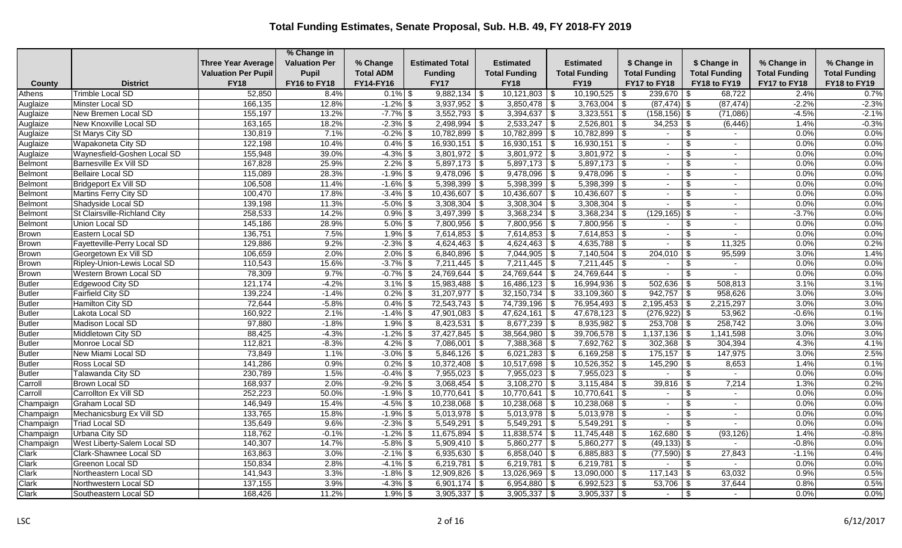# Total Funding Estimates, Senate Proposal, Sub. H.B. 49, FY 2018-FY 2019

| County | District | Three Year Average Valuation Per Pupil FY18 | % Change in Valuation Per Pupil FY16 to FY18 | % Change Total ADM FY14-FY16 | Estimated Total Funding FY17 | Estimated Total Funding FY18 | Estimated Total Funding FY19 | $ Change in Total Funding FY17 to FY18 | $ Change in Total Funding FY18 to FY19 | % Change in Total Funding FY17 to FY18 | % Change in Total Funding FY18 to FY19 |
|---|---|---|---|---|---|---|---|---|---|---|---|
| Athens | Trimble Local SD | 52,850 | 8.4% | 0.1% | $ 9,882,134 | $ 10,121,803 | $ 10,190,525 | $ 239,670 | $ 68,722 | 2.4% | 0.7% |
| Auglaize | Minster Local SD | 166,135 | 12.8% | -1.2% | $ 3,937,952 | $ 3,850,478 | $ 3,763,004 | $ (87,474) | $ (87,474) | -2.2% | -2.3% |
| Auglaize | New Bremen Local SD | 155,197 | 13.2% | -7.7% | $ 3,552,793 | $ 3,394,637 | $ 3,323,551 | $ (158,156) | $ (71,086) | -4.5% | -2.1% |
| Auglaize | New Knoxville Local SD | 163,165 | 18.2% | -2.3% | $ 2,498,994 | $ 2,533,247 | $ 2,526,801 | $ 34,253 | $ (6,446) | 1.4% | -0.3% |
| Auglaize | St Marys City SD | 130,819 | 7.1% | -0.2% | $ 10,782,899 | $ 10,782,899 | $ 10,782,899 | $ - | $ - | 0.0% | 0.0% |
| Auglaize | Wapakoneta City SD | 122,198 | 10.4% | 0.4% | $ 16,930,151 | $ 16,930,151 | $ 16,930,151 | $ - | $ - | 0.0% | 0.0% |
| Auglaize | Waynesfield-Goshen Local SD | 155,948 | 39.0% | -4.3% | $ 3,801,972 | $ 3,801,972 | $ 3,801,972 | $ - | $ - | 0.0% | 0.0% |
| Belmont | Barnesville Ex Vill SD | 167,828 | 25.9% | 2.2% | $ 5,897,173 | $ 5,897,173 | $ 5,897,173 | $ - | $ - | 0.0% | 0.0% |
| Belmont | Bellaire Local SD | 115,089 | 28.3% | -1.9% | $ 9,478,096 | $ 9,478,096 | $ 9,478,096 | $ - | $ - | 0.0% | 0.0% |
| Belmont | Bridgeport Ex Vill SD | 106,508 | 11.4% | -1.6% | $ 5,398,399 | $ 5,398,399 | $ 5,398,399 | $ - | $ - | 0.0% | 0.0% |
| Belmont | Martins Ferry City SD | 100,470 | 17.8% | -3.4% | $ 10,436,607 | $ 10,436,607 | $ 10,436,607 | $ - | $ - | 0.0% | 0.0% |
| Belmont | Shadyside Local SD | 139,198 | 11.3% | -5.0% | $ 3,308,304 | $ 3,308,304 | $ 3,308,304 | $ - | $ - | 0.0% | 0.0% |
| Belmont | St Clairsville-Richland City | 258,533 | 14.2% | 0.9% | $ 3,497,399 | $ 3,368,234 | $ 3,368,234 | $ (129,165) | $ - | -3.7% | 0.0% |
| Belmont | Union Local SD | 145,186 | 28.9% | 5.0% | $ 7,800,956 | $ 7,800,956 | $ 7,800,956 | $ - | $ - | 0.0% | 0.0% |
| Brown | Eastern Local SD | 136,751 | 7.5% | 1.9% | $ 7,614,853 | $ 7,614,853 | $ 7,614,853 | $ - | $ - | 0.0% | 0.0% |
| Brown | Fayetteville-Perry Local SD | 129,886 | 9.2% | -2.3% | $ 4,624,463 | $ 4,624,463 | $ 4,635,788 | $ - | $ 11,325 | 0.0% | 0.2% |
| Brown | Georgetown Ex Vill SD | 106,659 | 2.0% | 2.0% | $ 6,840,896 | $ 7,044,905 | $ 7,140,504 | $ 204,010 | $ 95,599 | 3.0% | 1.4% |
| Brown | Ripley-Union-Lewis Local SD | 110,543 | 15.6% | -3.7% | $ 7,211,445 | $ 7,211,445 | $ 7,211,445 | $ - | $ - | 0.0% | 0.0% |
| Brown | Western Brown Local SD | 78,309 | 9.7% | -0.7% | $ 24,769,644 | $ 24,769,644 | $ 24,769,644 | $ - | $ - | 0.0% | 0.0% |
| Butler | Edgewood City SD | 121,174 | -4.2% | 3.1% | $ 15,983,488 | $ 16,486,123 | $ 16,994,936 | $ 502,636 | $ 508,813 | 3.1% | 3.1% |
| Butler | Fairfield City SD | 139,224 | -1.4% | 0.2% | $ 31,207,977 | $ 32,150,734 | $ 33,109,360 | $ 942,757 | $ 958,626 | 3.0% | 3.0% |
| Butler | Hamilton City SD | 72,644 | -5.8% | 0.4% | $ 72,543,743 | $ 74,739,196 | $ 76,954,493 | $ 2,195,453 | $ 2,215,297 | 3.0% | 3.0% |
| Butler | Lakota Local SD | 160,922 | 2.1% | -1.4% | $ 47,901,083 | $ 47,624,161 | $ 47,678,123 | $ (276,922) | $ 53,962 | -0.6% | 0.1% |
| Butler | Madison Local SD | 97,880 | -1.8% | 1.9% | $ 8,423,531 | $ 8,677,239 | $ 8,935,982 | $ 253,708 | $ 258,742 | 3.0% | 3.0% |
| Butler | Middletown City SD | 88,425 | -4.3% | -1.2% | $ 37,427,845 | $ 38,564,980 | $ 39,706,578 | $ 1,137,136 | $ 1,141,598 | 3.0% | 3.0% |
| Butler | Monroe Local SD | 112,821 | -8.3% | 4.2% | $ 7,086,001 | $ 7,388,368 | $ 7,692,762 | $ 302,368 | $ 304,394 | 4.3% | 4.1% |
| Butler | New Miami Local SD | 73,849 | 1.1% | -3.0% | $ 5,846,126 | $ 6,021,283 | $ 6,169,258 | $ 175,157 | $ 147,975 | 3.0% | 2.5% |
| Butler | Ross Local SD | 141,286 | 0.9% | 0.2% | $ 10,372,408 | $ 10,517,698 | $ 10,526,352 | $ 145,290 | $ 8,653 | 1.4% | 0.1% |
| Butler | Talawanda City SD | 230,789 | 1.5% | -0.4% | $ 7,955,023 | $ 7,955,023 | $ 7,955,023 | $ - | $ - | 0.0% | 0.0% |
| Carroll | Brown Local SD | 168,937 | 2.0% | -9.2% | $ 3,068,454 | $ 3,108,270 | $ 3,115,484 | $ 39,816 | $ 7,214 | 1.3% | 0.2% |
| Carroll | Carrollton Ex Vill SD | 252,223 | 50.0% | -1.9% | $ 10,770,641 | $ 10,770,641 | $ 10,770,641 | $ - | $ - | 0.0% | 0.0% |
| Champaign | Graham Local SD | 146,949 | 15.4% | -4.5% | $ 10,238,068 | $ 10,238,068 | $ 10,238,068 | $ - | $ - | 0.0% | 0.0% |
| Champaign | Mechanicsburg Ex Vill SD | 133,765 | 15.8% | -1.9% | $ 5,013,978 | $ 5,013,978 | $ 5,013,978 | $ - | $ - | 0.0% | 0.0% |
| Champaign | Triad Local SD | 135,649 | 9.6% | -2.3% | $ 5,549,291 | $ 5,549,291 | $ 5,549,291 | $ - | $ - | 0.0% | 0.0% |
| Champaign | Urbana City SD | 118,762 | -0.1% | -1.2% | $ 11,675,894 | $ 11,838,574 | $ 11,745,448 | $ 162,680 | $ (93,126) | 1.4% | -0.8% |
| Champaign | West Liberty-Salem Local SD | 140,307 | 14.7% | -5.8% | $ 5,909,410 | $ 5,860,277 | $ 5,860,277 | $ (49,133) | $ - | -0.8% | 0.0% |
| Clark | Clark-Shawnee Local SD | 163,863 | 3.0% | -2.1% | $ 6,935,630 | $ 6,858,040 | $ 6,885,883 | $ (77,590) | $ 27,843 | -1.1% | 0.4% |
| Clark | Greenon Local SD | 150,834 | 2.8% | -4.1% | $ 6,219,781 | $ 6,219,781 | $ 6,219,781 | $ - | $ - | 0.0% | 0.0% |
| Clark | Northeastern Local SD | 141,943 | 3.3% | -1.8% | $ 12,909,826 | $ 13,026,969 | $ 13,090,000 | $ 117,143 | $ 63,032 | 0.9% | 0.5% |
| Clark | Northwestern Local SD | 137,155 | 3.9% | -4.3% | $ 6,901,174 | $ 6,954,880 | $ 6,992,523 | $ 53,706 | $ 37,644 | 0.8% | 0.5% |
| Clark | Southeastern Local SD | 168,426 | 11.2% | 1.9% | $ 3,905,337 | $ 3,905,337 | $ 3,905,337 | $ - | $ - | 0.0% | 0.0% |

LSC 6/12/2017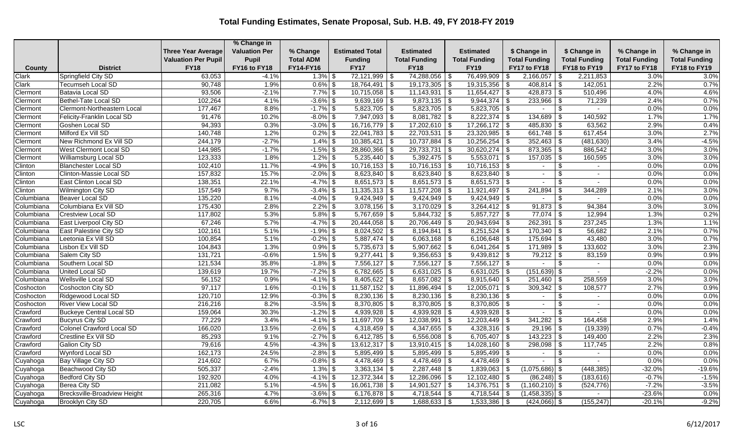# Total Funding Estimates, Senate Proposal, Sub. H.B. 49, FY 2018-FY 2019

| County | District | Three Year Average Valuation Per Pupil FY18 | % Change in Valuation Per Pupil FY16 to FY18 | % Change Total ADM FY14-FY16 | Estimated Total Funding FY17 | Estimated Total Funding FY18 | Estimated Total Funding FY19 | $ Change in Total Funding FY17 to FY18 | $ Change in Total Funding FY18 to FY19 | % Change in Total Funding FY17 to FY18 | % Change in Total Funding FY18 to FY19 |
|---|---|---|---|---|---|---|---|---|---|---|---|
| Clark | Springfield City SD | 63,053 | -4.1% | 1.3% | $ 72,121,999 | $ 74,288,056 | $ 76,499,909 | $ 2,166,057 | $ 2,211,853 | 3.0% | 3.0% |
| Clark | Tecumseh Local SD | 90,748 | 1.9% | 0.6% | $ 18,764,491 | $ 19,173,305 | $ 19,315,356 | $ 408,814 | $ 142,051 | 2.2% | 0.7% |
| Clermont | Batavia Local SD | 93,506 | -2.1% | 7.7% | $ 10,715,058 | $ 11,143,931 | $ 11,654,427 | $ 428,873 | $ 510,496 | 4.0% | 4.6% |
| Clermont | Bethel-Tate Local SD | 102,264 | 4.1% | -3.6% | $ 9,639,169 | $ 9,873,135 | $ 9,944,374 | $ 233,966 | $ 71,239 | 2.4% | 0.7% |
| Clermont | Clermont-Northeastern Local | 177,467 | 8.8% | -1.7% | $ 5,823,705 | $ 5,823,705 | $ 5,823,705 | $ - | $ - | 0.0% | 0.0% |
| Clermont | Felicity-Franklin Local SD | 91,476 | 10.2% | -8.0% | $ 7,947,093 | $ 8,081,782 | $ 8,222,374 | $ 134,689 | $ 140,592 | 1.7% | 1.7% |
| Clermont | Goshen Local SD | 94,393 | 0.3% | -3.0% | $ 16,716,779 | $ 17,202,610 | $ 17,266,172 | $ 485,830 | $ 63,562 | 2.9% | 0.4% |
| Clermont | Milford Ex Vill SD | 140,748 | 1.2% | 0.2% | $ 22,041,783 | $ 22,703,531 | $ 23,320,985 | $ 661,748 | $ 617,454 | 3.0% | 2.7% |
| Clermont | New Richmond Ex Vill SD | 244,179 | -2.7% | 1.4% | $ 10,385,421 | $ 10,737,884 | $ 10,256,254 | $ 352,463 | $ (481,630) | 3.4% | -4.5% |
| Clermont | West Clermont Local SD | 144,985 | -1.7% | -1.5% | $ 28,860,366 | $ 29,733,731 | $ 30,620,274 | $ 873,365 | $ 886,542 | 3.0% | 3.0% |
| Clermont | Williamsburg Local SD | 123,333 | 1.8% | 1.2% | $ 5,235,440 | $ 5,392,475 | $ 5,553,071 | $ 157,035 | $ 160,595 | 3.0% | 3.0% |
| Clinton | Blanchester Local SD | 102,410 | 11.7% | -4.9% | $ 10,716,153 | $ 10,716,153 | $ 10,716,153 | $ - | $ - | 0.0% | 0.0% |
| Clinton | Clinton-Massie Local SD | 157,832 | 15.7% | -2.0% | $ 8,623,840 | $ 8,623,840 | $ 8,623,840 | $ - | $ - | 0.0% | 0.0% |
| Clinton | East Clinton Local SD | 138,351 | 22.1% | -4.7% | $ 8,651,573 | $ 8,651,573 | $ 8,651,573 | $ - | $ - | 0.0% | 0.0% |
| Clinton | Wilmington City SD | 157,549 | 9.7% | -3.4% | $ 11,335,313 | $ 11,577,208 | $ 11,921,497 | $ 241,894 | $ 344,289 | 2.1% | 3.0% |
| Columbiana | Beaver Local SD | 135,220 | 8.1% | -4.0% | $ 9,424,949 | $ 9,424,949 | $ 9,424,949 | $ - | $ - | 0.0% | 0.0% |
| Columbiana | Columbiana Ex Vill SD | 175,430 | 2.8% | 2.2% | $ 3,078,156 | $ 3,170,029 | $ 3,264,412 | $ 91,873 | $ 94,384 | 3.0% | 3.0% |
| Columbiana | Crestview Local SD | 117,802 | 5.3% | 5.8% | $ 5,767,659 | $ 5,844,732 | $ 5,857,727 | $ 77,074 | $ 12,994 | 1.3% | 0.2% |
| Columbiana | East Liverpool City SD | 67,246 | 5.7% | -4.7% | $ 20,444,058 | $ 20,706,449 | $ 20,943,694 | $ 262,391 | $ 237,245 | 1.3% | 1.1% |
| Columbiana | East Palestine City SD | 102,161 | 5.1% | -1.9% | $ 8,024,502 | $ 8,194,841 | $ 8,251,524 | $ 170,340 | $ 56,682 | 2.1% | 0.7% |
| Columbiana | Leetonia Ex Vill SD | 100,854 | 5.1% | -0.2% | $ 5,887,474 | $ 6,063,168 | $ 6,106,648 | $ 175,694 | $ 43,480 | 3.0% | 0.7% |
| Columbiana | Lisbon Ex Vill SD | 104,843 | 1.3% | 0.9% | $ 5,735,673 | $ 5,907,662 | $ 6,041,264 | $ 171,989 | $ 133,602 | 3.0% | 2.3% |
| Columbiana | Salem City SD | 131,721 | -0.6% | 1.5% | $ 9,277,441 | $ 9,356,653 | $ 9,439,812 | $ 79,212 | $ 83,159 | 0.9% | 0.9% |
| Columbiana | Southern Local SD | 121,534 | 35.8% | -1.8% | $ 7,556,127 | $ 7,556,127 | $ 7,556,127 | $ - | $ - | 0.0% | 0.0% |
| Columbiana | United Local SD | 139,619 | 19.7% | -7.2% | $ 6,782,665 | $ 6,631,025 | $ 6,631,025 | $ (151,639) | $ - | -2.2% | 0.0% |
| Columbiana | Wellsville Local SD | 56,152 | 0.9% | -4.1% | $ 8,405,622 | $ 8,657,082 | $ 8,915,640 | $ 251,460 | $ 258,559 | 3.0% | 3.0% |
| Coshocton | Coshocton City SD | 97,117 | 1.6% | -0.1% | $ 11,587,152 | $ 11,896,494 | $ 12,005,071 | $ 309,342 | $ 108,577 | 2.7% | 0.9% |
| Coshocton | Ridgewood Local SD | 120,710 | 12.9% | -0.3% | $ 8,230,136 | $ 8,230,136 | $ 8,230,136 | $ - | $ - | 0.0% | 0.0% |
| Coshocton | River View Local SD | 216,216 | 8.2% | -3.5% | $ 8,370,805 | $ 8,370,805 | $ 8,370,805 | $ - | $ - | 0.0% | 0.0% |
| Crawford | Buckeye Central Local SD | 159,064 | 30.3% | -1.2% | $ 4,939,928 | $ 4,939,928 | $ 4,939,928 | $ - | $ - | 0.0% | 0.0% |
| Crawford | Bucyrus City SD | 77,229 | 3.4% | -4.1% | $ 11,697,709 | $ 12,038,991 | $ 12,203,449 | $ 341,282 | $ 164,458 | 2.9% | 1.4% |
| Crawford | Colonel Crawford Local SD | 166,020 | 13.5% | -2.6% | $ 4,318,459 | $ 4,347,655 | $ 4,328,316 | $ 29,196 | $ (19,339) | 0.7% | -0.4% |
| Crawford | Crestline Ex Vill SD | 85,293 | 9.1% | -2.7% | $ 6,412,785 | $ 6,556,008 | $ 6,705,407 | $ 143,223 | $ 149,400 | 2.2% | 2.3% |
| Crawford | Galion City SD | 79,616 | 4.5% | -4.3% | $ 13,612,317 | $ 13,910,415 | $ 14,028,160 | $ 298,098 | $ 117,745 | 2.2% | 0.8% |
| Crawford | Wynford Local SD | 162,173 | 24.5% | -2.8% | $ 5,895,499 | $ 5,895,499 | $ 5,895,499 | $ - | $ - | 0.0% | 0.0% |
| Cuyahoga | Bay Village City SD | 214,602 | 6.7% | -0.8% | $ 4,478,469 | $ 4,478,469 | $ 4,478,469 | $ - | $ - | 0.0% | 0.0% |
| Cuyahoga | Beachwood City SD | 505,337 | -2.4% | 1.3% | $ 3,363,134 | $ 2,287,448 | $ 1,839,063 | $ (1,075,686) | $ (448,385) | -32.0% | -19.6% |
| Cuyahoga | Bedford City SD | 192,920 | 4.0% | -4.1% | $ 12,372,344 | $ 12,286,096 | $ 12,102,480 | $ (86,248) | $ (183,616) | -0.7% | -1.5% |
| Cuyahoga | Berea City SD | 211,082 | 5.1% | -4.5% | $ 16,061,738 | $ 14,901,527 | $ 14,376,751 | $ (1,160,210) | $ (524,776) | -7.2% | -3.5% |
| Cuyahoga | Brecksville-Broadview Height | 265,316 | 4.7% | -3.6% | $ 6,176,878 | $ 4,718,544 | $ 4,718,544 | $ (1,458,335) | $ - | -23.6% | 0.0% |
| Cuyahoga | Brooklyn City SD | 220,705 | 6.6% | -6.7% | $ 2,112,699 | $ 1,688,633 | $ 1,533,386 | $ (424,066) | $ (155,247) | -20.1% | -9.2% |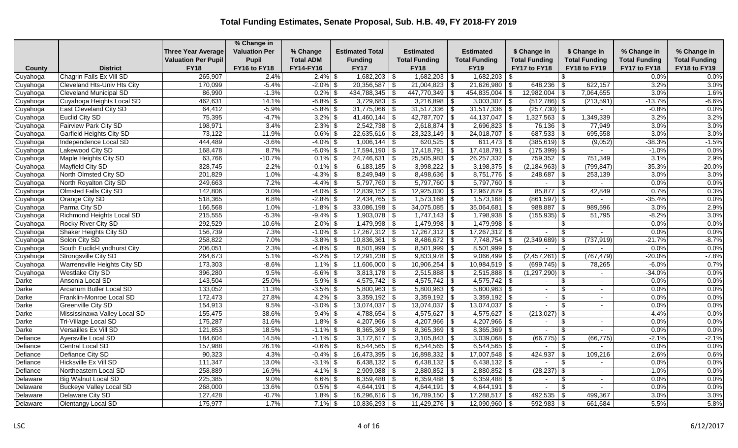# Total Funding Estimates, Senate Proposal, Sub. H.B. 49, FY 2018-FY 2019

| County | District | Three Year Average Valuation Per Pupil FY18 | % Change in Valuation Per Pupil FY16 to FY18 | % Change Total ADM FY14-FY16 | Estimated Total Funding FY17 | Estimated Total Funding FY18 | Estimated Total Funding FY19 | $ Change in Total Funding FY17 to FY18 | $ Change in Total Funding FY18 to FY19 | % Change in Total Funding FY17 to FY18 | % Change in Total Funding FY18 to FY19 |
|---|---|---|---|---|---|---|---|---|---|---|---|
| Cuyahoga | Chagrin Falls Ex Vill SD | 265,907 | 2.4% | 2.4% | $ 1,682,203 | $ 1,682,203 | $ 1,682,203 | $ - | $ - | 0.0% | 0.0% |
| Cuyahoga | Cleveland Hts-Univ Hts City | 170,099 | -5.4% | -2.0% | $ 20,356,587 | $ 21,004,823 | $ 21,626,980 | $ 648,236 | $ 622,157 | 3.2% | 3.0% |
| Cuyahoga | Cleveland Municipal SD | 86,990 | -1.3% | 0.2% | $ 434,788,345 | $ 447,770,349 | $ 454,835,004 | $ 12,982,004 | $ 7,064,655 | 3.0% | 1.6% |
| Cuyahoga | Cuyahoga Heights Local SD | 462,631 | 14.1% | -6.8% | $ 3,729,683 | $ 3,216,898 | $ 3,003,307 | $ (512,786) | $ (213,591) | -13.7% | -6.6% |
| Cuyahoga | East Cleveland City SD | 64,412 | -5.9% | -5.8% | $ 31,775,066 | $ 31,517,336 | $ 31,517,336 | $ (257,730) | $ - | -0.8% | 0.0% |
| Cuyahoga | Euclid City SD | 75,395 | -4.7% | 3.2% | $ 41,460,144 | $ 42,787,707 | $ 44,137,047 | $ 1,327,563 | $ 1,349,339 | 3.2% | 3.2% |
| Cuyahoga | Fairview Park City SD | 198,971 | 3.4% | 2.3% | $ 2,542,738 | $ 2,618,874 | $ 2,696,823 | $ 76,136 | $ 77,949 | 3.0% | 3.0% |
| Cuyahoga | Garfield Heights City SD | 73,122 | -11.9% | -0.6% | $ 22,635,616 | $ 23,323,149 | $ 24,018,707 | $ 687,533 | $ 695,558 | 3.0% | 3.0% |
| Cuyahoga | Independence Local SD | 444,489 | -3.6% | -4.0% | $ 1,006,144 | $ 620,525 | $ 611,473 | $ (385,619) | $ (9,052) | -38.3% | -1.5% |
| Cuyahoga | Lakewood City SD | 168,478 | 8.7% | -6.0% | $ 17,594,190 | $ 17,418,791 | $ 17,418,791 | $ (175,399) | $ - | -1.0% | 0.0% |
| Cuyahoga | Maple Heights City SD | 63,766 | -10.7% | 0.1% | $ 24,746,631 | $ 25,505,983 | $ 26,257,332 | $ 759,352 | $ 751,349 | 3.1% | 2.9% |
| Cuyahoga | Mayfield City SD | 328,745 | -2.2% | -0.1% | $ 6,183,185 | $ 3,998,222 | $ 3,198,375 | $ (2,184,963) | $ (799,847) | -35.3% | -20.0% |
| Cuyahoga | North Olmsted City SD | 201,829 | 1.0% | -4.3% | $ 8,249,949 | $ 8,498,636 | $ 8,751,776 | $ 248,687 | $ 253,139 | 3.0% | 3.0% |
| Cuyahoga | North Royalton City SD | 249,663 | 7.2% | -4.4% | $ 5,797,760 | $ 5,797,760 | $ 5,797,760 | $ - | $ - | 0.0% | 0.0% |
| Cuyahoga | Olmsted Falls City SD | 142,806 | 3.0% | -4.0% | $ 12,839,152 | $ 12,925,030 | $ 12,967,879 | $ 85,877 | $ 42,849 | 0.7% | 0.3% |
| Cuyahoga | Orange City SD | 518,365 | 6.8% | -2.8% | $ 2,434,765 | $ 1,573,168 | $ 1,573,168 | $ (861,597) | $ - | -35.4% | 0.0% |
| Cuyahoga | Parma City SD | 166,568 | 1.0% | -1.8% | $ 33,086,198 | $ 34,075,085 | $ 35,064,681 | $ 988,887 | $ 989,596 | 3.0% | 2.9% |
| Cuyahoga | Richmond Heights Local SD | 215,555 | -5.3% | -9.4% | $ 1,903,078 | $ 1,747,143 | $ 1,798,938 | $ (155,935) | $ 51,795 | -8.2% | 3.0% |
| Cuyahoga | Rocky River City SD | 292,529 | 10.6% | 2.0% | $ 1,479,998 | $ 1,479,998 | $ 1,479,998 | $ - | $ - | 0.0% | 0.0% |
| Cuyahoga | Shaker Heights City SD | 156,739 | 7.3% | -1.0% | $ 17,267,312 | $ 17,267,312 | $ 17,267,312 | $ - | $ - | 0.0% | 0.0% |
| Cuyahoga | Solon City SD | 258,822 | 7.0% | -3.8% | $ 10,836,361 | $ 8,486,672 | $ 7,748,754 | $ (2,349,689) | $ (737,919) | -21.7% | -8.7% |
| Cuyahoga | South Euclid-Lyndhurst City | 206,051 | 2.3% | -4.8% | $ 8,501,999 | $ 8,501,999 | $ 8,501,999 | $ - | $ - | 0.0% | 0.0% |
| Cuyahoga | Strongsville City SD | 264,673 | 5.1% | -6.2% | $ 12,291,238 | $ 9,833,978 | $ 9,066,499 | $ (2,457,261) | $ (767,479) | -20.0% | -7.8% |
| Cuyahoga | Warrensville Heights City SD | 173,303 | -8.6% | 1.1% | $ 11,606,000 | $ 10,906,254 | $ 10,984,519 | $ (699,745) | $ 78,265 | -6.0% | 0.7% |
| Cuyahoga | Westlake City SD | 396,280 | 9.5% | -6.6% | $ 3,813,178 | $ 2,515,888 | $ 2,515,888 | $ (1,297,290) | $ - | -34.0% | 0.0% |
| Darke | Ansonia Local SD | 143,504 | 25.0% | 5.9% | $ 4,575,742 | $ 4,575,742 | $ 4,575,742 | $ - | $ - | 0.0% | 0.0% |
| Darke | Arcanum Butler Local SD | 133,052 | 11.3% | -3.5% | $ 5,800,963 | $ 5,800,963 | $ 5,800,963 | $ - | $ - | 0.0% | 0.0% |
| Darke | Franklin-Monroe Local SD | 172,473 | 27.8% | 4.2% | $ 3,359,192 | $ 3,359,192 | $ 3,359,192 | $ - | $ - | 0.0% | 0.0% |
| Darke | Greenville City SD | 154,913 | 9.5% | -3.0% | $ 13,074,037 | $ 13,074,037 | $ 13,074,037 | $ - | $ - | 0.0% | 0.0% |
| Darke | Mississinawa Valley Local SD | 155,475 | 38.6% | -9.4% | $ 4,788,654 | $ 4,575,627 | $ 4,575,627 | $ (213,027) | $ - | -4.4% | 0.0% |
| Darke | Tri-Village Local SD | 175,287 | 31.6% | 1.8% | $ 4,207,966 | $ 4,207,966 | $ 4,207,966 | $ - | $ - | 0.0% | 0.0% |
| Darke | Versailles Ex Vill SD | 121,853 | 18.5% | -1.1% | $ 8,365,369 | $ 8,365,369 | $ 8,365,369 | $ - | $ - | 0.0% | 0.0% |
| Defiance | Ayersville Local SD | 184,604 | 14.5% | -1.1% | $ 3,172,617 | $ 3,105,843 | $ 3,039,068 | $ (66,775) | $ (66,775) | -2.1% | -2.1% |
| Defiance | Central Local SD | 157,988 | 26.1% | -0.6% | $ 6,544,565 | $ 6,544,565 | $ 6,544,565 | $ - | $ - | 0.0% | 0.0% |
| Defiance | Defiance City SD | 90,323 | 4.3% | -0.4% | $ 16,473,395 | $ 16,898,332 | $ 17,007,548 | $ 424,937 | $ 109,216 | 2.6% | 0.6% |
| Defiance | Hicksville Ex Vill SD | 111,347 | 13.0% | -3.1% | $ 6,438,132 | $ 6,438,132 | $ 6,438,132 | $ - | $ - | 0.0% | 0.0% |
| Defiance | Northeastern Local SD | 258,889 | 16.9% | -4.1% | $ 2,909,088 | $ 2,880,852 | $ 2,880,852 | $ (28,237) | $ - | -1.0% | 0.0% |
| Delaware | Big Walnut Local SD | 225,385 | 9.0% | 6.6% | $ 6,359,488 | $ 6,359,488 | $ 6,359,488 | $ - | $ - | 0.0% | 0.0% |
| Delaware | Buckeye Valley Local SD | 268,000 | 13.6% | 0.5% | $ 4,644,191 | $ 4,644,191 | $ 4,644,191 | $ - | $ - | 0.0% | 0.0% |
| Delaware | Delaware City SD | 127,428 | -0.7% | 1.8% | $ 16,296,616 | $ 16,789,150 | $ 17,288,517 | $ 492,535 | $ 499,367 | 3.0% | 3.0% |
| Delaware | Olentangy Local SD | 175,977 | 1.7% | 7.1% | $ 10,836,293 | $ 11,429,276 | $ 12,090,960 | $ 592,983 | $ 661,684 | 5.5% | 5.8% |

LSC

6/12/2017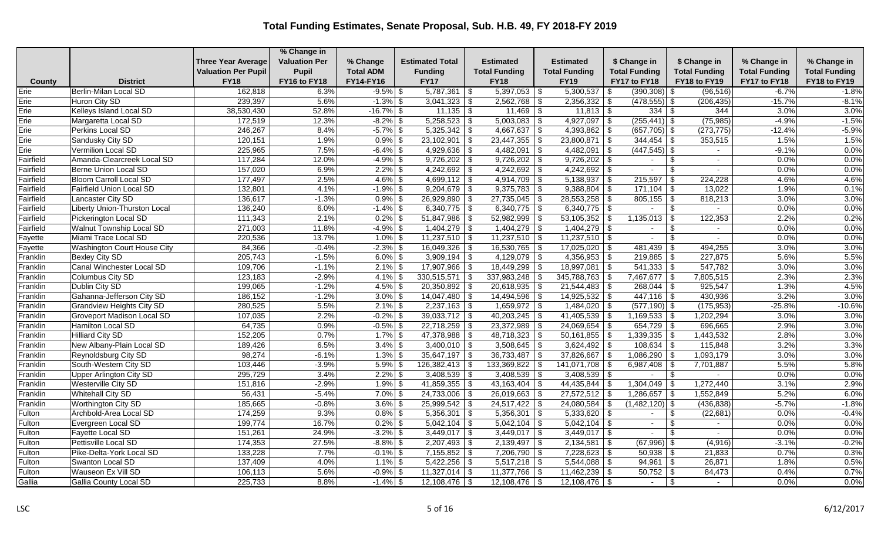# Total Funding Estimates, Senate Proposal, Sub. H.B. 49, FY 2018-FY 2019

| County | District | Three Year Average Valuation Per Pupil FY18 | % Change in Valuation Per Pupil FY16 to FY18 | % Change Total ADM FY14-FY16 | Estimated Total Funding FY17 | Estimated Total Funding FY18 | Estimated Total Funding FY19 | $ Change in Total Funding FY17 to FY18 | $ Change in Total Funding FY18 to FY19 | % Change in Total Funding FY17 to FY18 | % Change in Total Funding FY18 to FY19 |
|---|---|---|---|---|---|---|---|---|---|---|---|
| Erie | Berlin-Milan Local SD | 162,818 | 6.3% | -9.5% | $ 5,787,361 | $ 5,397,053 | $ 5,300,537 | $ (390,308) | $ (96,516) | -6.7% | -1.8% |
| Erie | Huron City SD | 239,397 | 5.6% | -1.3% | $ 3,041,323 | $ 2,562,768 | $ 2,356,332 | $ (478,555) | $ (206,435) | -15.7% | -8.1% |
| Erie | Kelleys Island Local SD | 38,530,430 | 52.8% | -16.7% | $ 11,135 | $ 11,469 | $ 11,813 | $ 334 | $ 344 | 3.0% | 3.0% |
| Erie | Margaretta Local SD | 172,519 | 12.3% | -8.2% | $ 5,258,523 | $ 5,003,083 | $ 4,927,097 | $ (255,441) | $ (75,985) | -4.9% | -1.5% |
| Erie | Perkins Local SD | 246,267 | 8.4% | -5.7% | $ 5,325,342 | $ 4,667,637 | $ 4,393,862 | $ (657,705) | $ (273,775) | -12.4% | -5.9% |
| Erie | Sandusky City SD | 120,151 | 1.9% | 0.9% | $ 23,102,901 | $ 23,447,355 | $ 23,800,871 | $ 344,454 | $ 353,515 | 1.5% | 1.5% |
| Erie | Vermilion Local SD | 225,965 | 7.5% | -6.4% | $ 4,929,636 | $ 4,482,091 | $ 4,482,091 | $ (447,545) | $ - | -9.1% | 0.0% |
| Fairfield | Amanda-Clearcreek Local SD | 117,284 | 12.0% | -4.9% | $ 9,726,202 | $ 9,726,202 | $ 9,726,202 | $ - | $ - | 0.0% | 0.0% |
| Fairfield | Berne Union Local SD | 157,020 | 6.9% | 2.2% | $ 4,242,692 | $ 4,242,692 | $ 4,242,692 | $ - | $ - | 0.0% | 0.0% |
| Fairfield | Bloom Carroll Local SD | 177,497 | 2.5% | 4.6% | $ 4,699,112 | $ 4,914,709 | $ 5,138,937 | $ 215,597 | $ 224,228 | 4.6% | 4.6% |
| Fairfield | Fairfield Union Local SD | 132,801 | 4.1% | -1.9% | $ 9,204,679 | $ 9,375,783 | $ 9,388,804 | $ 171,104 | $ 13,022 | 1.9% | 0.1% |
| Fairfield | Lancaster City SD | 136,617 | -1.3% | 0.9% | $ 26,929,890 | $ 27,735,045 | $ 28,553,258 | $ 805,155 | $ 818,213 | 3.0% | 3.0% |
| Fairfield | Liberty Union-Thurston Local | 136,240 | 6.0% | -1.4% | $ 6,340,775 | $ 6,340,775 | $ 6,340,775 | $ - | $ - | 0.0% | 0.0% |
| Fairfield | Pickerington Local SD | 111,343 | 2.1% | 0.2% | $ 51,847,986 | $ 52,982,999 | $ 53,105,352 | $ 1,135,013 | $ 122,353 | 2.2% | 0.2% |
| Fairfield | Walnut Township Local SD | 271,003 | 11.8% | -4.9% | $ 1,404,279 | $ 1,404,279 | $ 1,404,279 | $ - | $ - | 0.0% | 0.0% |
| Fayette | Miami Trace Local SD | 220,536 | 13.7% | 1.0% | $ 11,237,510 | $ 11,237,510 | $ 11,237,510 | $ - | $ - | 0.0% | 0.0% |
| Fayette | Washington Court House City | 84,366 | -0.4% | -2.3% | $ 16,049,326 | $ 16,530,765 | $ 17,025,020 | $ 481,439 | $ 494,255 | 3.0% | 3.0% |
| Franklin | Bexley City SD | 205,743 | -1.5% | 6.0% | $ 3,909,194 | $ 4,129,079 | $ 4,356,953 | $ 219,885 | $ 227,875 | 5.6% | 5.5% |
| Franklin | Canal Winchester Local SD | 109,706 | -1.1% | 2.1% | $ 17,907,966 | $ 18,449,299 | $ 18,997,081 | $ 541,333 | $ 547,782 | 3.0% | 3.0% |
| Franklin | Columbus City SD | 123,183 | -2.9% | 4.1% | $ 330,515,571 | $ 337,983,248 | $ 345,788,763 | $ 7,467,677 | $ 7,805,515 | 2.3% | 2.3% |
| Franklin | Dublin City SD | 199,065 | -1.2% | 4.5% | $ 20,350,892 | $ 20,618,935 | $ 21,544,483 | $ 268,044 | $ 925,547 | 1.3% | 4.5% |
| Franklin | Gahanna-Jefferson City SD | 186,152 | -1.2% | 3.0% | $ 14,047,480 | $ 14,494,596 | $ 14,925,532 | $ 447,116 | $ 430,936 | 3.2% | 3.0% |
| Franklin | Grandview Heights City SD | 280,525 | 5.5% | 2.1% | $ 2,237,163 | $ 1,659,972 | $ 1,484,020 | $ (577,190) | $ (175,953) | -25.8% | -10.6% |
| Franklin | Groveport Madison Local SD | 107,035 | 2.2% | -0.2% | $ 39,033,712 | $ 40,203,245 | $ 41,405,539 | $ 1,169,533 | $ 1,202,294 | 3.0% | 3.0% |
| Franklin | Hamilton Local SD | 64,735 | 0.9% | -0.5% | $ 22,718,259 | $ 23,372,989 | $ 24,069,654 | $ 654,729 | $ 696,665 | 2.9% | 3.0% |
| Franklin | Hilliard City SD | 152,205 | 0.7% | 1.7% | $ 47,378,988 | $ 48,718,323 | $ 50,161,855 | $ 1,339,335 | $ 1,443,532 | 2.8% | 3.0% |
| Franklin | New Albany-Plain Local SD | 189,426 | 6.5% | 3.4% | $ 3,400,010 | $ 3,508,645 | $ 3,624,492 | $ 108,634 | $ 115,848 | 3.2% | 3.3% |
| Franklin | Reynoldsburg City SD | 98,274 | -6.1% | 1.3% | $ 35,647,197 | $ 36,733,487 | $ 37,826,667 | $ 1,086,290 | $ 1,093,179 | 3.0% | 3.0% |
| Franklin | South-Western City SD | 103,446 | -3.9% | 5.9% | $ 126,382,413 | $ 133,369,822 | $ 141,071,708 | $ 6,987,408 | $ 7,701,887 | 5.5% | 5.8% |
| Franklin | Upper Arlington City SD | 295,729 | 3.4% | 2.2% | $ 3,408,539 | $ 3,408,539 | $ 3,408,539 | $ - | $ - | 0.0% | 0.0% |
| Franklin | Westerville City SD | 151,816 | -2.9% | 1.9% | $ 41,859,355 | $ 43,163,404 | $ 44,435,844 | $ 1,304,049 | $ 1,272,440 | 3.1% | 2.9% |
| Franklin | Whitehall City SD | 56,431 | -5.4% | 7.0% | $ 24,733,006 | $ 26,019,663 | $ 27,572,512 | $ 1,286,657 | $ 1,552,849 | 5.2% | 6.0% |
| Franklin | Worthington City SD | 185,665 | -0.8% | 3.6% | $ 25,999,542 | $ 24,517,422 | $ 24,080,584 | $ (1,482,120) | $ (436,838) | -5.7% | -1.8% |
| Fulton | Archbold-Area Local SD | 174,259 | 9.3% | 0.8% | $ 5,356,301 | $ 5,356,301 | $ 5,333,620 | $ - | $ (22,681) | 0.0% | -0.4% |
| Fulton | Evergreen Local SD | 199,774 | 16.7% | 0.2% | $ 5,042,104 | $ 5,042,104 | $ 5,042,104 | $ - | $ - | 0.0% | 0.0% |
| Fulton | Fayette Local SD | 151,261 | 24.9% | -3.2% | $ 3,449,017 | $ 3,449,017 | $ 3,449,017 | $ - | $ - | 0.0% | 0.0% |
| Fulton | Pettisville Local SD | 174,353 | 27.5% | -8.8% | $ 2,207,493 | $ 2,139,497 | $ 2,134,581 | $ (67,996) | $ (4,916) | -3.1% | -0.2% |
| Fulton | Pike-Delta-York Local SD | 133,228 | 7.7% | -0.1% | $ 7,155,852 | $ 7,206,790 | $ 7,228,623 | $ 50,938 | $ 21,833 | 0.7% | 0.3% |
| Fulton | Swanton Local SD | 137,409 | 4.0% | 1.1% | $ 5,422,256 | $ 5,517,218 | $ 5,544,088 | $ 94,961 | $ 26,871 | 1.8% | 0.5% |
| Fulton | Wauseon Ex Vill SD | 106,113 | 5.6% | -0.9% | $ 11,327,014 | $ 11,377,766 | $ 11,462,239 | $ 50,752 | $ 84,473 | 0.4% | 0.7% |
| Gallia | Gallia County Local SD | 225,733 | 8.8% | -1.4% | $ 12,108,476 | $ 12,108,476 | $ 12,108,476 | $ - | $ - | 0.0% | 0.0% |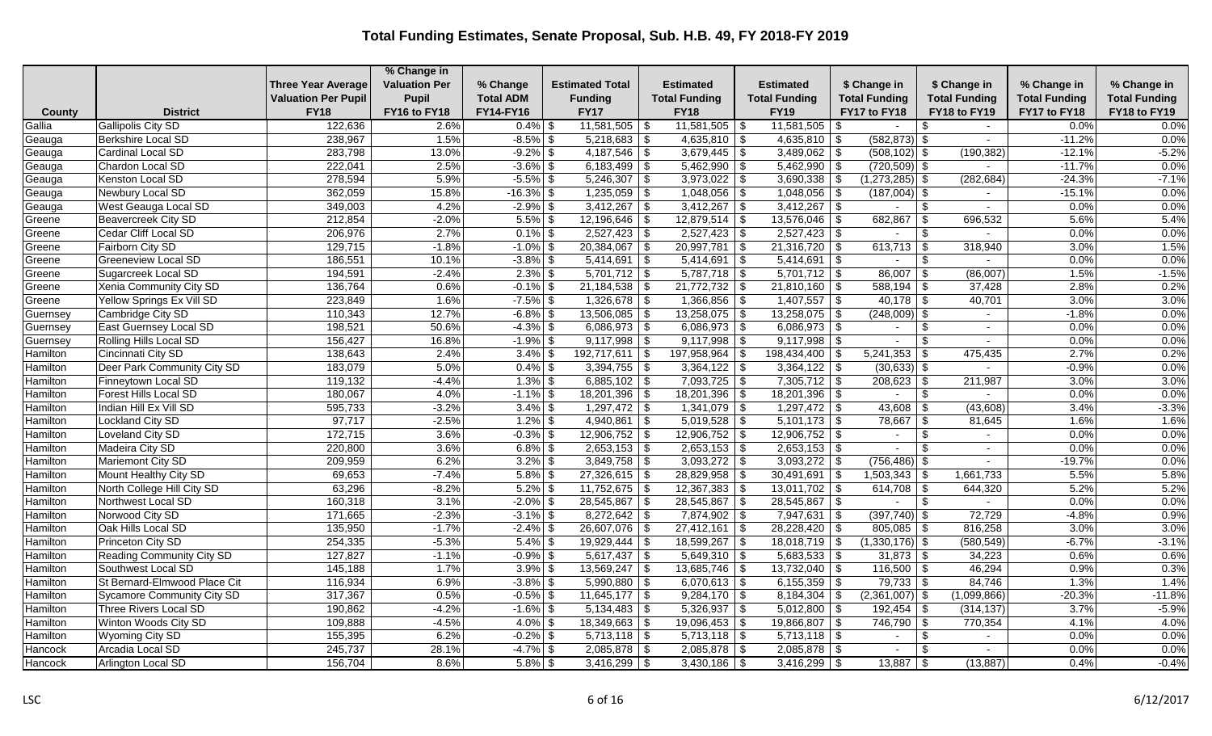# Total Funding Estimates, Senate Proposal, Sub. H.B. 49, FY 2018-FY 2019

| County | District | Three Year Average Valuation Per Pupil FY18 | % Change in Valuation Per Pupil FY16 to FY18 | % Change Total ADM FY14-FY16 | Estimated Total Funding FY17 | Estimated Total Funding FY18 | Estimated Total Funding FY19 | $ Change in Total Funding FY17 to FY18 | $ Change in Total Funding FY18 to FY19 | % Change in Total Funding FY17 to FY18 | % Change in Total Funding FY18 to FY19 |
|---|---|---|---|---|---|---|---|---|---|---|---|
| Gallia | Gallipolis City SD | 122,636 | 2.6% | 0.4% | $ 11,581,505 | $ 11,581,505 | $ 11,581,505 | $ - | $ - | 0.0% | 0.0% |
| Geauga | Berkshire Local SD | 238,967 | 1.5% | -8.5% | $ 5,218,683 | $ 4,635,810 | $ 4,635,810 | $ (582,873) | $ - | -11.2% | 0.0% |
| Geauga | Cardinal Local SD | 283,798 | 13.0% | -9.2% | $ 4,187,546 | $ 3,679,445 | $ 3,489,062 | $ (508,102) | $ (190,382) | -12.1% | -5.2% |
| Geauga | Chardon Local SD | 222,041 | 2.5% | -3.6% | $ 6,183,499 | $ 5,462,990 | $ 5,462,990 | $ (720,509) | $ - | -11.7% | 0.0% |
| Geauga | Kenston Local SD | 278,594 | 5.9% | -5.5% | $ 5,246,307 | $ 3,973,022 | $ 3,690,338 | $ (1,273,285) | $ (282,684) | -24.3% | -7.1% |
| Geauga | Newbury Local SD | 362,059 | 15.8% | -16.3% | $ 1,235,059 | $ 1,048,056 | $ 1,048,056 | $ (187,004) | $ - | -15.1% | 0.0% |
| Geauga | West Geauga Local SD | 349,003 | 4.2% | -2.9% | $ 3,412,267 | $ 3,412,267 | $ 3,412,267 | $ - | $ - | 0.0% | 0.0% |
| Greene | Beavercreek City SD | 212,854 | -2.0% | 5.5% | $ 12,196,646 | $ 12,879,514 | $ 13,576,046 | $ 682,867 | $ 696,532 | 5.6% | 5.4% |
| Greene | Cedar Cliff Local SD | 206,976 | 2.7% | 0.1% | $ 2,527,423 | $ 2,527,423 | $ 2,527,423 | $ - | $ - | 0.0% | 0.0% |
| Greene | Fairborn City SD | 129,715 | -1.8% | -1.0% | $ 20,384,067 | $ 20,997,781 | $ 21,316,720 | $ 613,713 | $ 318,940 | 3.0% | 1.5% |
| Greene | Greeneview Local SD | 186,551 | 10.1% | -3.8% | $ 5,414,691 | $ 5,414,691 | $ 5,414,691 | $ - | $ - | 0.0% | 0.0% |
| Greene | Sugarcreek Local SD | 194,591 | -2.4% | 2.3% | $ 5,701,712 | $ 5,787,718 | $ 5,701,712 | $ 86,007 | $ (86,007) | 1.5% | -1.5% |
| Greene | Xenia Community City SD | 136,764 | 0.6% | -0.1% | $ 21,184,538 | $ 21,772,732 | $ 21,810,160 | $ 588,194 | $ 37,428 | 2.8% | 0.2% |
| Greene | Yellow Springs Ex Vill SD | 223,849 | 1.6% | -7.5% | $ 1,326,678 | $ 1,366,856 | $ 1,407,557 | $ 40,178 | $ 40,701 | 3.0% | 3.0% |
| Guernsey | Cambridge City SD | 110,343 | 12.7% | -6.8% | $ 13,506,085 | $ 13,258,075 | $ 13,258,075 | $ (248,009) | $ - | -1.8% | 0.0% |
| Guernsey | East Guernsey Local SD | 198,521 | 50.6% | -4.3% | $ 6,086,973 | $ 6,086,973 | $ 6,086,973 | $ - | $ - | 0.0% | 0.0% |
| Guernsey | Rolling Hills Local SD | 156,427 | 16.8% | -1.9% | $ 9,117,998 | $ 9,117,998 | $ 9,117,998 | $ - | $ - | 0.0% | 0.0% |
| Hamilton | Cincinnati City SD | 138,643 | 2.4% | 3.4% | $ 192,717,611 | $ 197,958,964 | $ 198,434,400 | $ 5,241,353 | $ 475,435 | 2.7% | 0.2% |
| Hamilton | Deer Park Community City SD | 183,079 | 5.0% | 0.4% | $ 3,394,755 | $ 3,364,122 | $ 3,364,122 | $ (30,633) | $ - | -0.9% | 0.0% |
| Hamilton | Finneytown Local SD | 119,132 | -4.4% | 1.3% | $ 6,885,102 | $ 7,093,725 | $ 7,305,712 | $ 208,623 | $ 211,987 | 3.0% | 3.0% |
| Hamilton | Forest Hills Local SD | 180,067 | 4.0% | -1.1% | $ 18,201,396 | $ 18,201,396 | $ 18,201,396 | $ - | $ - | 0.0% | 0.0% |
| Hamilton | Indian Hill Ex Vill SD | 595,733 | -3.2% | 3.4% | $ 1,297,472 | $ 1,341,079 | $ 1,297,472 | $ 43,608 | $ (43,608) | 3.4% | -3.3% |
| Hamilton | Lockland City SD | 97,717 | -2.5% | 1.2% | $ 4,940,861 | $ 5,019,528 | $ 5,101,173 | $ 78,667 | $ 81,645 | 1.6% | 1.6% |
| Hamilton | Loveland City SD | 172,715 | 3.6% | -0.3% | $ 12,906,752 | $ 12,906,752 | $ 12,906,752 | $ - | $ - | 0.0% | 0.0% |
| Hamilton | Madeira City SD | 220,800 | 3.6% | 6.8% | $ 2,653,153 | $ 2,653,153 | $ 2,653,153 | $ - | $ - | 0.0% | 0.0% |
| Hamilton | Mariemont City SD | 209,959 | 6.2% | 3.2% | $ 3,849,758 | $ 3,093,272 | $ 3,093,272 | $ (756,486) | $ - | -19.7% | 0.0% |
| Hamilton | Mount Healthy City SD | 69,653 | -7.4% | 5.8% | $ 27,326,615 | $ 28,829,958 | $ 30,491,691 | $ 1,503,343 | $ 1,661,733 | 5.5% | 5.8% |
| Hamilton | North College Hill City SD | 63,296 | -8.2% | 5.2% | $ 11,752,675 | $ 12,367,383 | $ 13,011,702 | $ 614,708 | $ 644,320 | 5.2% | 5.2% |
| Hamilton | Northwest Local SD | 160,318 | 3.1% | -2.0% | $ 28,545,867 | $ 28,545,867 | $ 28,545,867 | $ - | $ - | 0.0% | 0.0% |
| Hamilton | Norwood City SD | 171,665 | -2.3% | -3.1% | $ 8,272,642 | $ 7,874,902 | $ 7,947,631 | $ (397,740) | $ 72,729 | -4.8% | 0.9% |
| Hamilton | Oak Hills Local SD | 135,950 | -1.7% | -2.4% | $ 26,607,076 | $ 27,412,161 | $ 28,228,420 | $ 805,085 | $ 816,258 | 3.0% | 3.0% |
| Hamilton | Princeton City SD | 254,335 | -5.3% | 5.4% | $ 19,929,444 | $ 18,599,267 | $ 18,018,719 | $ (1,330,176) | $ (580,549) | -6.7% | -3.1% |
| Hamilton | Reading Community City SD | 127,827 | -1.1% | -0.9% | $ 5,617,437 | $ 5,649,310 | $ 5,683,533 | $ 31,873 | $ 34,223 | 0.6% | 0.6% |
| Hamilton | Southwest Local SD | 145,188 | 1.7% | 3.9% | $ 13,569,247 | $ 13,685,746 | $ 13,732,040 | $ 116,500 | $ 46,294 | 0.9% | 0.3% |
| Hamilton | St Bernard-Elmwood Place Cit | 116,934 | 6.9% | -3.8% | $ 5,990,880 | $ 6,070,613 | $ 6,155,359 | $ 79,733 | $ 84,746 | 1.3% | 1.4% |
| Hamilton | Sycamore Community City SD | 317,367 | 0.5% | -0.5% | $ 11,645,177 | $ 9,284,170 | $ 8,184,304 | $ (2,361,007) | $ (1,099,866) | -20.3% | -11.8% |
| Hamilton | Three Rivers Local SD | 190,862 | -4.2% | -1.6% | $ 5,134,483 | $ 5,326,937 | $ 5,012,800 | $ 192,454 | $ (314,137) | 3.7% | -5.9% |
| Hamilton | Winton Woods City SD | 109,888 | -4.5% | 4.0% | $ 18,349,663 | $ 19,096,453 | $ 19,866,807 | $ 746,790 | $ 770,354 | 4.1% | 4.0% |
| Hamilton | Wyoming City SD | 155,395 | 6.2% | -0.2% | $ 5,713,118 | $ 5,713,118 | $ 5,713,118 | $ - | $ - | 0.0% | 0.0% |
| Hancock | Arcadia Local SD | 245,737 | 28.1% | -4.7% | $ 2,085,878 | $ 2,085,878 | $ 2,085,878 | $ - | $ - | 0.0% | 0.0% |
| Hancock | Arlington Local SD | 156,704 | 8.6% | 5.8% | $ 3,416,299 | $ 3,430,186 | $ 3,416,299 | $ 13,887 | $ (13,887) | 0.4% | -0.4% |

LSC 6/12/2017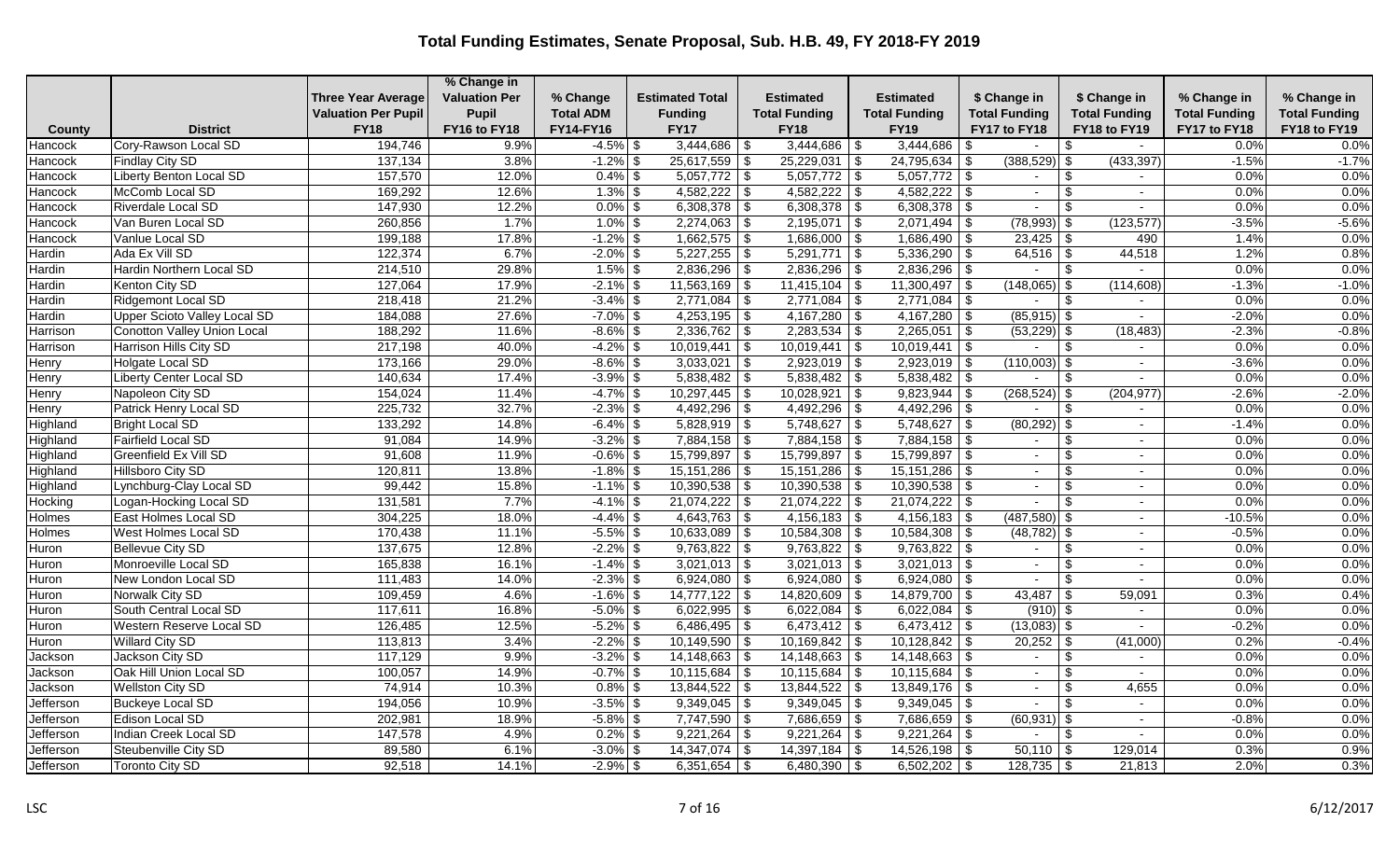# Total Funding Estimates, Senate Proposal, Sub. H.B. 49, FY 2018-FY 2019

| County | District | Three Year Average Valuation Per Pupil FY18 | % Change in Valuation Per Pupil FY16 to FY18 | % Change Total ADM FY14-FY16 | Estimated Total Funding FY17 | Estimated Total Funding FY18 | Estimated Total Funding FY19 | $ Change in Total Funding FY17 to FY18 | $ Change in Total Funding FY18 to FY19 | % Change in Total Funding FY17 to FY18 | % Change in Total Funding FY18 to FY19 |
|---|---|---|---|---|---|---|---|---|---|---|---|
| Hancock | Cory-Rawson Local SD | 194,746 | 9.9% | -4.5% | $ 3,444,686 | $ 3,444,686 | $ 3,444,686 | $ - | $ - | 0.0% | 0.0% |
| Hancock | Findlay City SD | 137,134 | 3.8% | -1.2% | $ 25,617,559 | $ 25,229,031 | $ 24,795,634 | $ (388,529) | $ (433,397) | -1.5% | -1.7% |
| Hancock | Liberty Benton Local SD | 157,570 | 12.0% | 0.4% | $ 5,057,772 | $ 5,057,772 | $ 5,057,772 | $ - | $ - | 0.0% | 0.0% |
| Hancock | McComb Local SD | 169,292 | 12.6% | 1.3% | $ 4,582,222 | $ 4,582,222 | $ 4,582,222 | $ - | $ - | 0.0% | 0.0% |
| Hancock | Riverdale Local SD | 147,930 | 12.2% | 0.0% | $ 6,308,378 | $ 6,308,378 | $ 6,308,378 | $ - | $ - | 0.0% | 0.0% |
| Hancock | Van Buren Local SD | 260,856 | 1.7% | 1.0% | $ 2,274,063 | $ 2,195,071 | $ 2,071,494 | $ (78,993) | $ (123,577) | -3.5% | -5.6% |
| Hancock | Vanlue Local SD | 199,188 | 17.8% | -1.2% | $ 1,662,575 | $ 1,686,000 | $ 1,686,490 | $ 23,425 | $ 490 | 1.4% | 0.0% |
| Hardin | Ada Ex Vill SD | 122,374 | 6.7% | -2.0% | $ 5,227,255 | $ 5,291,771 | $ 5,336,290 | $ 64,516 | $ 44,518 | 1.2% | 0.8% |
| Hardin | Hardin Northern Local SD | 214,510 | 29.8% | 1.5% | $ 2,836,296 | $ 2,836,296 | $ 2,836,296 | $ - | $ - | 0.0% | 0.0% |
| Hardin | Kenton City SD | 127,064 | 17.9% | -2.1% | $ 11,563,169 | $ 11,415,104 | $ 11,300,497 | $ (148,065) | $ (114,608) | -1.3% | -1.0% |
| Hardin | Ridgemont Local SD | 218,418 | 21.2% | -3.4% | $ 2,771,084 | $ 2,771,084 | $ 2,771,084 | $ - | $ - | 0.0% | 0.0% |
| Hardin | Upper Scioto Valley Local SD | 184,088 | 27.6% | -7.0% | $ 4,253,195 | $ 4,167,280 | $ 4,167,280 | $ (85,915) | $ - | -2.0% | 0.0% |
| Harrison | Conotton Valley Union Local | 188,292 | 11.6% | -8.6% | $ 2,336,762 | $ 2,283,534 | $ 2,265,051 | $ (53,229) | $ (18,483) | -2.3% | -0.8% |
| Harrison | Harrison Hills City SD | 217,198 | 40.0% | -4.2% | $ 10,019,441 | $ 10,019,441 | $ 10,019,441 | $ - | $ - | 0.0% | 0.0% |
| Henry | Holgate Local SD | 173,166 | 29.0% | -8.6% | $ 3,033,021 | $ 2,923,019 | $ 2,923,019 | $ (110,003) | $ - | -3.6% | 0.0% |
| Henry | Liberty Center Local SD | 140,634 | 17.4% | -3.9% | $ 5,838,482 | $ 5,838,482 | $ 5,838,482 | $ - | $ - | 0.0% | 0.0% |
| Henry | Napoleon City SD | 154,024 | 11.4% | -4.7% | $ 10,297,445 | $ 10,028,921 | $ 9,823,944 | $ (268,524) | $ (204,977) | -2.6% | -2.0% |
| Henry | Patrick Henry Local SD | 225,732 | 32.7% | -2.3% | $ 4,492,296 | $ 4,492,296 | $ 4,492,296 | $ - | $ - | 0.0% | 0.0% |
| Highland | Bright Local SD | 133,292 | 14.8% | -6.4% | $ 5,828,919 | $ 5,748,627 | $ 5,748,627 | $ (80,292) | $ - | -1.4% | 0.0% |
| Highland | Fairfield Local SD | 91,084 | 14.9% | -3.2% | $ 7,884,158 | $ 7,884,158 | $ 7,884,158 | $ - | $ - | 0.0% | 0.0% |
| Highland | Greenfield Ex Vill SD | 91,608 | 11.9% | -0.6% | $ 15,799,897 | $ 15,799,897 | $ 15,799,897 | $ - | $ - | 0.0% | 0.0% |
| Highland | Hillsboro City SD | 120,811 | 13.8% | -1.8% | $ 15,151,286 | $ 15,151,286 | $ 15,151,286 | $ - | $ - | 0.0% | 0.0% |
| Highland | Lynchburg-Clay Local SD | 99,442 | 15.8% | -1.1% | $ 10,390,538 | $ 10,390,538 | $ 10,390,538 | $ - | $ - | 0.0% | 0.0% |
| Hocking | Logan-Hocking Local SD | 131,581 | 7.7% | -4.1% | $ 21,074,222 | $ 21,074,222 | $ 21,074,222 | $ - | $ - | 0.0% | 0.0% |
| Holmes | East Holmes Local SD | 304,225 | 18.0% | -4.4% | $ 4,643,763 | $ 4,156,183 | $ 4,156,183 | $ (487,580) | $ - | -10.5% | 0.0% |
| Holmes | West Holmes Local SD | 170,438 | 11.1% | -5.5% | $ 10,633,089 | $ 10,584,308 | $ 10,584,308 | $ (48,782) | $ - | -0.5% | 0.0% |
| Huron | Bellevue City SD | 137,675 | 12.8% | -2.2% | $ 9,763,822 | $ 9,763,822 | $ 9,763,822 | $ - | $ - | 0.0% | 0.0% |
| Huron | Monroeville Local SD | 165,838 | 16.1% | -1.4% | $ 3,021,013 | $ 3,021,013 | $ 3,021,013 | $ - | $ - | 0.0% | 0.0% |
| Huron | New London Local SD | 111,483 | 14.0% | -2.3% | $ 6,924,080 | $ 6,924,080 | $ 6,924,080 | $ - | $ - | 0.0% | 0.0% |
| Huron | Norwalk City SD | 109,459 | 4.6% | -1.6% | $ 14,777,122 | $ 14,820,609 | $ 14,879,700 | $ 43,487 | $ 59,091 | 0.3% | 0.4% |
| Huron | South Central Local SD | 117,611 | 16.8% | -5.0% | $ 6,022,995 | $ 6,022,084 | $ 6,022,084 | $ (910) | $ - | 0.0% | 0.0% |
| Huron | Western Reserve Local SD | 126,485 | 12.5% | -5.2% | $ 6,486,495 | $ 6,473,412 | $ 6,473,412 | $ (13,083) | $ - | -0.2% | 0.0% |
| Huron | Willard City SD | 113,813 | 3.4% | -2.2% | $ 10,149,590 | $ 10,169,842 | $ 10,128,842 | $ 20,252 | $ (41,000) | 0.2% | -0.4% |
| Jackson | Jackson City SD | 117,129 | 9.9% | -3.2% | $ 14,148,663 | $ 14,148,663 | $ 14,148,663 | $ - | $ - | 0.0% | 0.0% |
| Jackson | Oak Hill Union Local SD | 100,057 | 14.9% | -0.7% | $ 10,115,684 | $ 10,115,684 | $ 10,115,684 | $ - | $ - | 0.0% | 0.0% |
| Jackson | Wellston City SD | 74,914 | 10.3% | 0.8% | $ 13,844,522 | $ 13,844,522 | $ 13,849,176 | $ - | $ 4,655 | 0.0% | 0.0% |
| Jefferson | Buckeye Local SD | 194,056 | 10.9% | -3.5% | $ 9,349,045 | $ 9,349,045 | $ 9,349,045 | $ - | $ - | 0.0% | 0.0% |
| Jefferson | Edison Local SD | 202,981 | 18.9% | -5.8% | $ 7,747,590 | $ 7,686,659 | $ 7,686,659 | $ (60,931) | $ - | -0.8% | 0.0% |
| Jefferson | Indian Creek Local SD | 147,578 | 4.9% | 0.2% | $ 9,221,264 | $ 9,221,264 | $ 9,221,264 | $ - | $ - | 0.0% | 0.0% |
| Jefferson | Steubenville City SD | 89,580 | 6.1% | -3.0% | $ 14,347,074 | $ 14,397,184 | $ 14,526,198 | $ 50,110 | $ 129,014 | 0.3% | 0.9% |
| Jefferson | Toronto City SD | 92,518 | 14.1% | -2.9% | $ 6,351,654 | $ 6,480,390 | $ 6,502,202 | $ 128,735 | $ 21,813 | 2.0% | 0.3% |

LSC 6/12/2017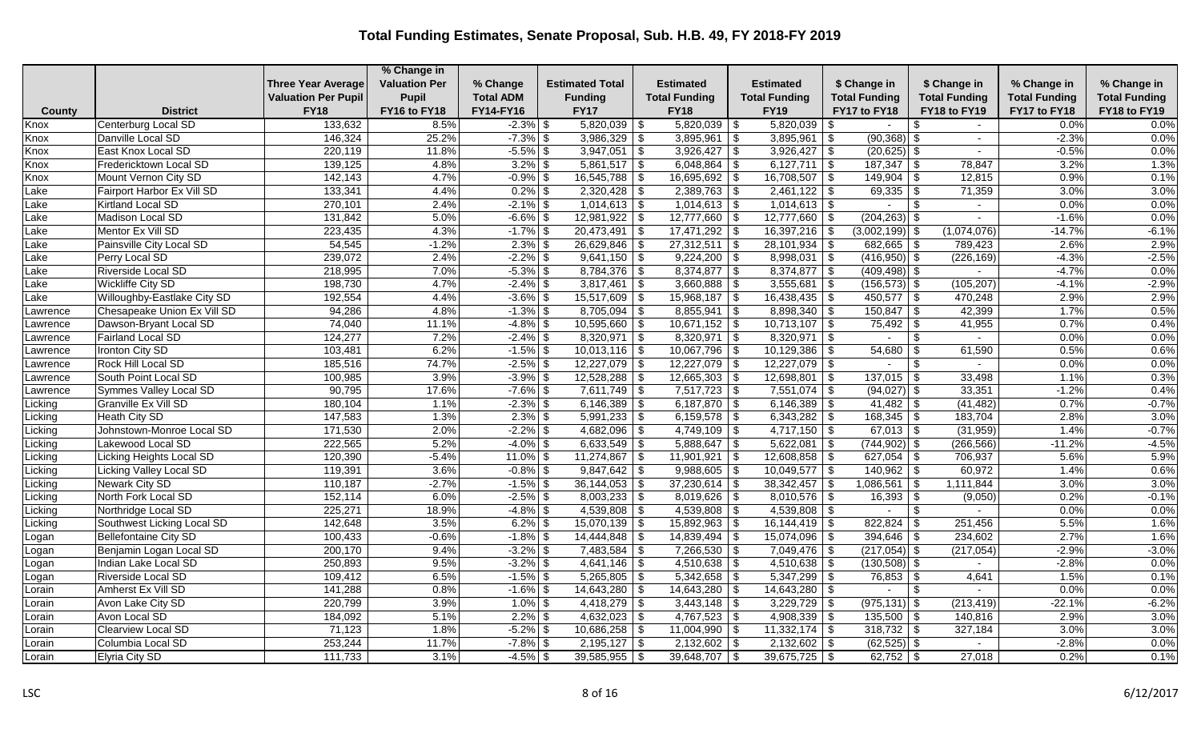# Total Funding Estimates, Senate Proposal, Sub. H.B. 49, FY 2018-FY 2019

| County | District | Three Year Average Valuation Per Pupil FY18 | % Change in Valuation Per Pupil FY16 to FY18 | % Change Total ADM FY14-FY16 | Estimated Total Funding FY17 | Estimated Total Funding FY18 | Estimated Total Funding FY19 | $ Change in Total Funding FY17 to FY18 | $ Change in Total Funding FY18 to FY19 | % Change in Total Funding FY17 to FY18 | % Change in Total Funding FY18 to FY19 |
|---|---|---|---|---|---|---|---|---|---|---|---|
| Knox | Centerburg Local SD | 133,632 | 8.5% | -2.3% | $ 5,820,039 | $ 5,820,039 | $ 5,820,039 | $ - | $ - | 0.0% | 0.0% |
| Knox | Danville Local SD | 146,324 | 25.2% | -7.3% | $ 3,986,329 | $ 3,895,961 | $ 3,895,961 | $ (90,368) | $ - | -2.3% | 0.0% |
| Knox | East Knox Local SD | 220,119 | 11.8% | -5.5% | $ 3,947,051 | $ 3,926,427 | $ 3,926,427 | $ (20,625) | $ - | -0.5% | 0.0% |
| Knox | Fredericktown Local SD | 139,125 | 4.8% | 3.2% | $ 5,861,517 | $ 6,048,864 | $ 6,127,711 | $ 187,347 | $ 78,847 | 3.2% | 1.3% |
| Knox | Mount Vernon City SD | 142,143 | 4.7% | -0.9% | $ 16,545,788 | $ 16,695,692 | $ 16,708,507 | $ 149,904 | $ 12,815 | 0.9% | 0.1% |
| Lake | Fairport Harbor Ex Vill SD | 133,341 | 4.4% | 0.2% | $ 2,320,428 | $ 2,389,763 | $ 2,461,122 | $ 69,335 | $ 71,359 | 3.0% | 3.0% |
| Lake | Kirtland Local SD | 270,101 | 2.4% | -2.1% | $ 1,014,613 | $ 1,014,613 | $ 1,014,613 | $ - | $ - | 0.0% | 0.0% |
| Lake | Madison Local SD | 131,842 | 5.0% | -6.6% | $ 12,981,922 | $ 12,777,660 | $ 12,777,660 | $ (204,263) | $ - | -1.6% | 0.0% |
| Lake | Mentor Ex Vill SD | 223,435 | 4.3% | -1.7% | $ 20,473,491 | $ 17,471,292 | $ 16,397,216 | $ (3,002,199) | $ (1,074,076) | -14.7% | -6.1% |
| Lake | Painsville City Local SD | 54,545 | -1.2% | 2.3% | $ 26,629,846 | $ 27,312,511 | $ 28,101,934 | $ 682,665 | $ 789,423 | 2.6% | 2.9% |
| Lake | Perry Local SD | 239,072 | 2.4% | -2.2% | $ 9,641,150 | $ 9,224,200 | $ 8,998,031 | $ (416,950) | $ (226,169) | -4.3% | -2.5% |
| Lake | Riverside Local SD | 218,995 | 7.0% | -5.3% | $ 8,784,376 | $ 8,374,877 | $ 8,374,877 | $ (409,498) | $ - | -4.7% | 0.0% |
| Lake | Wickliffe City SD | 198,730 | 4.7% | -2.4% | $ 3,817,461 | $ 3,660,888 | $ 3,555,681 | $ (156,573) | $ (105,207) | -4.1% | -2.9% |
| Lake | Willoughby-Eastlake City SD | 192,554 | 4.4% | -3.6% | $ 15,517,609 | $ 15,968,187 | $ 16,438,435 | $ 450,577 | $ 470,248 | 2.9% | 2.9% |
| Lawrence | Chesapeake Union Ex Vill SD | 94,286 | 4.8% | -1.3% | $ 8,705,094 | $ 8,855,941 | $ 8,898,340 | $ 150,847 | $ 42,399 | 1.7% | 0.5% |
| Lawrence | Dawson-Bryant Local SD | 74,040 | 11.1% | -4.8% | $ 10,595,660 | $ 10,671,152 | $ 10,713,107 | $ 75,492 | $ 41,955 | 0.7% | 0.4% |
| Lawrence | Fairland Local SD | 124,277 | 7.2% | -2.4% | $ 8,320,971 | $ 8,320,971 | $ 8,320,971 | $ - | $ - | 0.0% | 0.0% |
| Lawrence | Ironton City SD | 103,481 | 6.2% | -1.5% | $ 10,013,116 | $ 10,067,796 | $ 10,129,386 | $ 54,680 | $ 61,590 | 0.5% | 0.6% |
| Lawrence | Rock Hill Local SD | 185,516 | 74.7% | -2.5% | $ 12,227,079 | $ 12,227,079 | $ 12,227,079 | $ - | $ - | 0.0% | 0.0% |
| Lawrence | South Point Local SD | 100,985 | 3.9% | -3.9% | $ 12,528,288 | $ 12,665,303 | $ 12,698,801 | $ 137,015 | $ 33,498 | 1.1% | 0.3% |
| Lawrence | Symmes Valley Local SD | 90,795 | 17.6% | -7.6% | $ 7,611,749 | $ 7,517,723 | $ 7,551,074 | $ (94,027) | $ 33,351 | -1.2% | 0.4% |
| Licking | Granville Ex Vill SD | 180,104 | 1.1% | -2.3% | $ 6,146,389 | $ 6,187,870 | $ 6,146,389 | $ 41,482 | $ (41,482) | 0.7% | -0.7% |
| Licking | Heath City SD | 147,583 | 1.3% | 2.3% | $ 5,991,233 | $ 6,159,578 | $ 6,343,282 | $ 168,345 | $ 183,704 | 2.8% | 3.0% |
| Licking | Johnstown-Monroe Local SD | 171,530 | 2.0% | -2.2% | $ 4,682,096 | $ 4,749,109 | $ 4,717,150 | $ 67,013 | $ (31,959) | 1.4% | -0.7% |
| Licking | Lakewood Local SD | 222,565 | 5.2% | -4.0% | $ 6,633,549 | $ 5,888,647 | $ 5,622,081 | $ (744,902) | $ (266,566) | -11.2% | -4.5% |
| Licking | Licking Heights Local SD | 120,390 | -5.4% | 11.0% | $ 11,274,867 | $ 11,901,921 | $ 12,608,858 | $ 627,054 | $ 706,937 | 5.6% | 5.9% |
| Licking | Licking Valley Local SD | 119,391 | 3.6% | -0.8% | $ 9,847,642 | $ 9,988,605 | $ 10,049,577 | $ 140,962 | $ 60,972 | 1.4% | 0.6% |
| Licking | Newark City SD | 110,187 | -2.7% | -1.5% | $ 36,144,053 | $ 37,230,614 | $ 38,342,457 | $ 1,086,561 | $ 1,111,844 | 3.0% | 3.0% |
| Licking | North Fork Local SD | 152,114 | 6.0% | -2.5% | $ 8,003,233 | $ 8,019,626 | $ 8,010,576 | $ 16,393 | $ (9,050) | 0.2% | -0.1% |
| Licking | Northridge Local SD | 225,271 | 18.9% | -4.8% | $ 4,539,808 | $ 4,539,808 | $ 4,539,808 | $ - | $ - | 0.0% | 0.0% |
| Licking | Southwest Licking Local SD | 142,648 | 3.5% | 6.2% | $ 15,070,139 | $ 15,892,963 | $ 16,144,419 | $ 822,824 | $ 251,456 | 5.5% | 1.6% |
| Logan | Bellefontaine City SD | 100,433 | -0.6% | -1.8% | $ 14,444,848 | $ 14,839,494 | $ 15,074,096 | $ 394,646 | $ 234,602 | 2.7% | 1.6% |
| Logan | Benjamin Logan Local SD | 200,170 | 9.4% | -3.2% | $ 7,483,584 | $ 7,266,530 | $ 7,049,476 | $ (217,054) | $ (217,054) | -2.9% | -3.0% |
| Logan | Indian Lake Local SD | 250,893 | 9.5% | -3.2% | $ 4,641,146 | $ 4,510,638 | $ 4,510,638 | $ (130,508) | $ - | -2.8% | 0.0% |
| Logan | Riverside Local SD | 109,412 | 6.5% | -1.5% | $ 5,265,805 | $ 5,342,658 | $ 5,347,299 | $ 76,853 | $ 4,641 | 1.5% | 0.1% |
| Lorain | Amherst Ex Vill SD | 141,288 | 0.8% | -1.6% | $ 14,643,280 | $ 14,643,280 | $ 14,643,280 | $ - | $ - | 0.0% | 0.0% |
| Lorain | Avon Lake City SD | 220,799 | 3.9% | 1.0% | $ 4,418,279 | $ 3,443,148 | $ 3,229,729 | $ (975,131) | $ (213,419) | -22.1% | -6.2% |
| Lorain | Avon Local SD | 184,092 | 5.1% | 2.2% | $ 4,632,023 | $ 4,767,523 | $ 4,908,339 | $ 135,500 | $ 140,816 | 2.9% | 3.0% |
| Lorain | Clearview Local SD | 71,123 | 1.8% | -5.2% | $ 10,686,258 | $ 11,004,990 | $ 11,332,174 | $ 318,732 | $ 327,184 | 3.0% | 3.0% |
| Lorain | Columbia Local SD | 253,244 | 11.7% | -7.8% | $ 2,195,127 | $ 2,132,602 | $ 2,132,602 | $ (62,525) | $ - | -2.8% | 0.0% |
| Lorain | Elyria City SD | 111,733 | 3.1% | -4.5% | $ 39,585,955 | $ 39,648,707 | $ 39,675,725 | $ 62,752 | $ 27,018 | 0.2% | 0.1% |

LSC 6/12/2017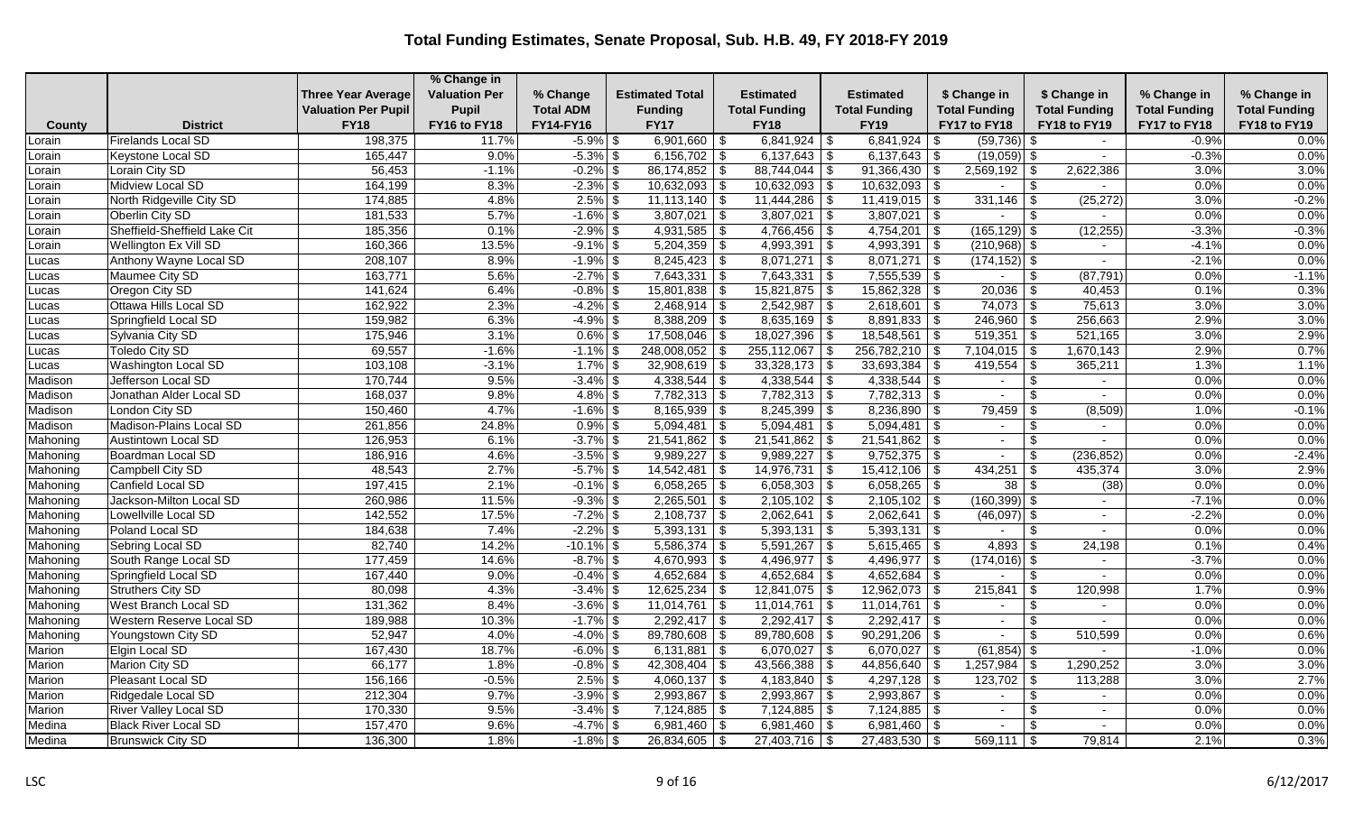# Total Funding Estimates, Senate Proposal, Sub. H.B. 49, FY 2018-FY 2019

| County | District | Three Year Average Valuation Per Pupil FY18 | % Change in Valuation Per Pupil FY16 to FY18 | % Change Total ADM FY14-FY16 | Estimated Total Funding FY17 | Estimated Total Funding FY18 | Estimated Total Funding FY19 | $ Change in Total Funding FY17 to FY18 | $ Change in Total Funding FY18 to FY19 | % Change in Total Funding FY17 to FY18 | % Change in Total Funding FY18 to FY19 |
|---|---|---|---|---|---|---|---|---|---|---|---|
| Lorain | Firelands Local SD | 198,375 | 11.7% | -5.9% | $ 6,901,660 | $ 6,841,924 | $ 6,841,924 | $ (59,736) | $ - | -0.9% | 0.0% |
| Lorain | Keystone Local SD | 165,447 | 9.0% | -5.3% | $ 6,156,702 | $ 6,137,643 | $ 6,137,643 | $ (19,059) | $ - | -0.3% | 0.0% |
| Lorain | Lorain City SD | 56,453 | -1.1% | -0.2% | $ 86,174,852 | $ 88,744,044 | $ 91,366,430 | $ 2,569,192 | $ 2,622,386 | 3.0% | 3.0% |
| Lorain | Midview Local SD | 164,199 | 8.3% | -2.3% | $ 10,632,093 | $ 10,632,093 | $ 10,632,093 | $ - | $ - | 0.0% | 0.0% |
| Lorain | North Ridgeville City SD | 174,885 | 4.8% | 2.5% | $ 11,113,140 | $ 11,444,286 | $ 11,419,015 | $ 331,146 | $ (25,272) | 3.0% | -0.2% |
| Lorain | Oberlin City SD | 181,533 | 5.7% | -1.6% | $ 3,807,021 | $ 3,807,021 | $ 3,807,021 | $ - | $ - | 0.0% | 0.0% |
| Lorain | Sheffield-Sheffield Lake Cit | 185,356 | 0.1% | -2.9% | $ 4,931,585 | $ 4,766,456 | $ 4,754,201 | $ (165,129) | $ (12,255) | -3.3% | -0.3% |
| Lorain | Wellington Ex Vill SD | 160,366 | 13.5% | -9.1% | $ 5,204,359 | $ 4,993,391 | $ 4,993,391 | $ (210,968) | $ - | -4.1% | 0.0% |
| Lucas | Anthony Wayne Local SD | 208,107 | 8.9% | -1.9% | $ 8,245,423 | $ 8,071,271 | $ 8,071,271 | $ (174,152) | $ - | -2.1% | 0.0% |
| Lucas | Maumee City SD | 163,771 | 5.6% | -2.7% | $ 7,643,331 | $ 7,643,331 | $ 7,555,539 | $ - | $ (87,791) | 0.0% | -1.1% |
| Lucas | Oregon City SD | 141,624 | 6.4% | -0.8% | $ 15,801,838 | $ 15,821,875 | $ 15,862,328 | $ 20,036 | $ 40,453 | 0.1% | 0.3% |
| Lucas | Ottawa Hills Local SD | 162,922 | 2.3% | -4.2% | $ 2,468,914 | $ 2,542,987 | $ 2,618,601 | $ 74,073 | $ 75,613 | 3.0% | 3.0% |
| Lucas | Springfield Local SD | 159,982 | 6.3% | -4.9% | $ 8,388,209 | $ 8,635,169 | $ 8,891,833 | $ 246,960 | $ 256,663 | 2.9% | 3.0% |
| Lucas | Sylvania City SD | 175,946 | 3.1% | 0.6% | $ 17,508,046 | $ 18,027,396 | $ 18,548,561 | $ 519,351 | $ 521,165 | 3.0% | 2.9% |
| Lucas | Toledo City SD | 69,557 | -1.6% | -1.1% | $ 248,008,052 | $ 255,112,067 | $ 256,782,210 | $ 7,104,015 | $ 1,670,143 | 2.9% | 0.7% |
| Lucas | Washington Local SD | 103,108 | -3.1% | 1.7% | $ 32,908,619 | $ 33,328,173 | $ 33,693,384 | $ 419,554 | $ 365,211 | 1.3% | 1.1% |
| Madison | Jefferson Local SD | 170,744 | 9.5% | -3.4% | $ 4,338,544 | $ 4,338,544 | $ 4,338,544 | $ - | $ - | 0.0% | 0.0% |
| Madison | Jonathan Alder Local SD | 168,037 | 9.8% | 4.8% | $ 7,782,313 | $ 7,782,313 | $ 7,782,313 | $ - | $ - | 0.0% | 0.0% |
| Madison | London City SD | 150,460 | 4.7% | -1.6% | $ 8,165,939 | $ 8,245,399 | $ 8,236,890 | $ 79,459 | $ (8,509) | 1.0% | -0.1% |
| Madison | Madison-Plains Local SD | 261,856 | 24.8% | 0.9% | $ 5,094,481 | $ 5,094,481 | $ 5,094,481 | $ - | $ - | 0.0% | 0.0% |
| Mahoning | Austintown Local SD | 126,953 | 6.1% | -3.7% | $ 21,541,862 | $ 21,541,862 | $ 21,541,862 | $ - | $ - | 0.0% | 0.0% |
| Mahoning | Boardman Local SD | 186,916 | 4.6% | -3.5% | $ 9,989,227 | $ 9,989,227 | $ 9,752,375 | $ - | $ (236,852) | 0.0% | -2.4% |
| Mahoning | Campbell City SD | 48,543 | 2.7% | -5.7% | $ 14,542,481 | $ 14,976,731 | $ 15,412,106 | $ 434,251 | $ 435,374 | 3.0% | 2.9% |
| Mahoning | Canfield Local SD | 197,415 | 2.1% | -0.1% | $ 6,058,265 | $ 6,058,303 | $ 6,058,265 | $ 38 | $ (38) | 0.0% | 0.0% |
| Mahoning | Jackson-Milton Local SD | 260,986 | 11.5% | -9.3% | $ 2,265,501 | $ 2,105,102 | $ 2,105,102 | $ (160,399) | $ - | -7.1% | 0.0% |
| Mahoning | Lowellville Local SD | 142,552 | 17.5% | -7.2% | $ 2,108,737 | $ 2,062,641 | $ 2,062,641 | $ (46,097) | $ - | -2.2% | 0.0% |
| Mahoning | Poland Local SD | 184,638 | 7.4% | -2.2% | $ 5,393,131 | $ 5,393,131 | $ 5,393,131 | $ - | $ - | 0.0% | 0.0% |
| Mahoning | Sebring Local SD | 82,740 | 14.2% | -10.1% | $ 5,586,374 | $ 5,591,267 | $ 5,615,465 | $ 4,893 | $ 24,198 | 0.1% | 0.4% |
| Mahoning | South Range Local SD | 177,459 | 14.6% | -8.7% | $ 4,670,993 | $ 4,496,977 | $ 4,496,977 | $ (174,016) | $ - | -3.7% | 0.0% |
| Mahoning | Springfield Local SD | 167,440 | 9.0% | -0.4% | $ 4,652,684 | $ 4,652,684 | $ 4,652,684 | $ - | $ - | 0.0% | 0.0% |
| Mahoning | Struthers City SD | 80,098 | 4.3% | -3.4% | $ 12,625,234 | $ 12,841,075 | $ 12,962,073 | $ 215,841 | $ 120,998 | 1.7% | 0.9% |
| Mahoning | West Branch Local SD | 131,362 | 8.4% | -3.6% | $ 11,014,761 | $ 11,014,761 | $ 11,014,761 | $ - | $ - | 0.0% | 0.0% |
| Mahoning | Western Reserve Local SD | 189,988 | 10.3% | -1.7% | $ 2,292,417 | $ 2,292,417 | $ 2,292,417 | $ - | $ - | 0.0% | 0.0% |
| Mahoning | Youngstown City SD | 52,947 | 4.0% | -4.0% | $ 89,780,608 | $ 89,780,608 | $ 90,291,206 | $ - | $ 510,599 | 0.0% | 0.6% |
| Marion | Elgin Local SD | 167,430 | 18.7% | -6.0% | $ 6,131,881 | $ 6,070,027 | $ 6,070,027 | $ (61,854) | $ - | -1.0% | 0.0% |
| Marion | Marion City SD | 66,177 | 1.8% | -0.8% | $ 42,308,404 | $ 43,566,388 | $ 44,856,640 | $ 1,257,984 | $ 1,290,252 | 3.0% | 3.0% |
| Marion | Pleasant Local SD | 156,166 | -0.5% | 2.5% | $ 4,060,137 | $ 4,183,840 | $ 4,297,128 | $ 123,702 | $ 113,288 | 3.0% | 2.7% |
| Marion | Ridgedale Local SD | 212,304 | 9.7% | -3.9% | $ 2,993,867 | $ 2,993,867 | $ 2,993,867 | $ - | $ - | 0.0% | 0.0% |
| Marion | River Valley Local SD | 170,330 | 9.5% | -3.4% | $ 7,124,885 | $ 7,124,885 | $ 7,124,885 | $ - | $ - | 0.0% | 0.0% |
| Medina | Black River Local SD | 157,470 | 9.6% | -4.7% | $ 6,981,460 | $ 6,981,460 | $ 6,981,460 | $ - | $ - | 0.0% | 0.0% |
| Medina | Brunswick City SD | 136,300 | 1.8% | -1.8% | $ 26,834,605 | $ 27,403,716 | $ 27,483,530 | $ 569,111 | $ 79,814 | 2.1% | 0.3% |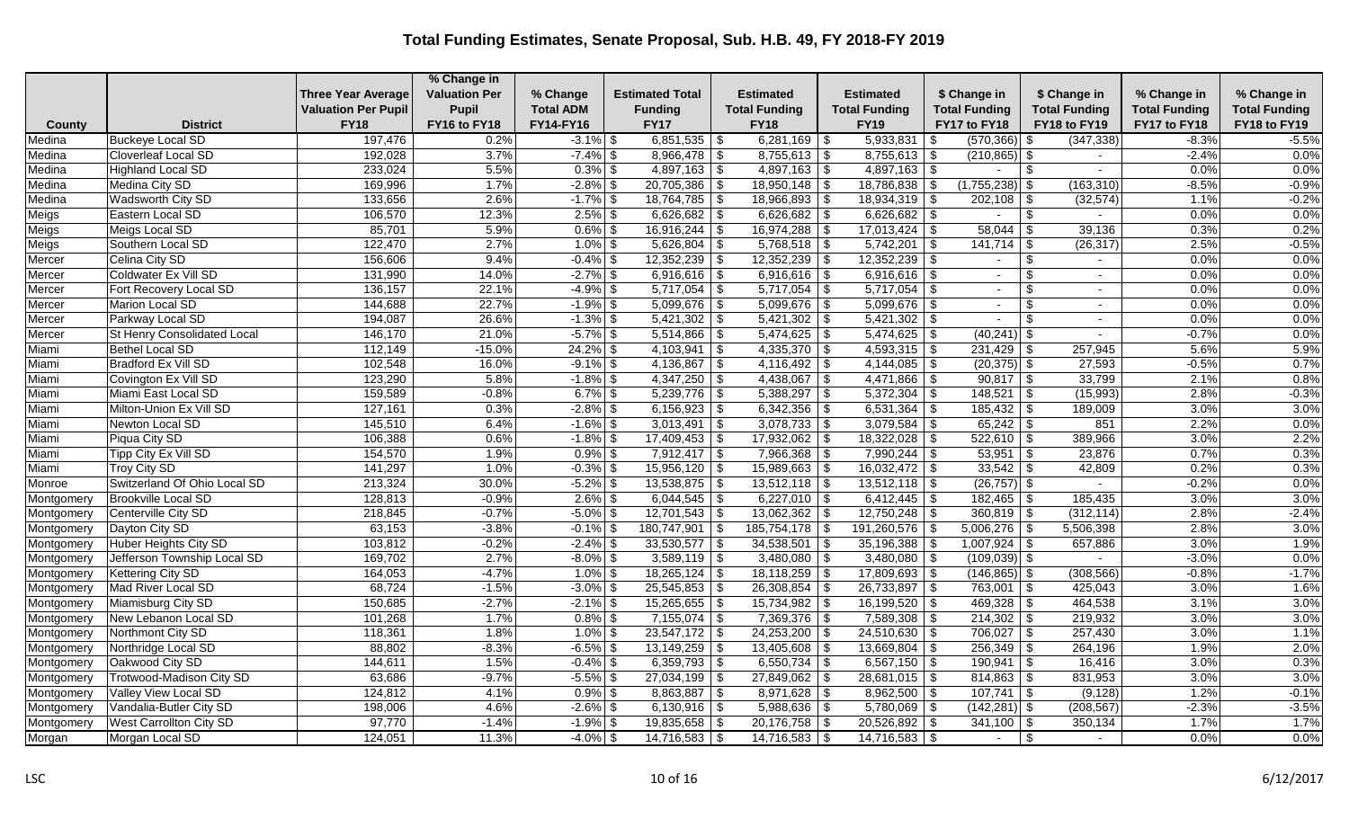# Total Funding Estimates, Senate Proposal, Sub. H.B. 49, FY 2018-FY 2019

| County | District | Three Year Average Valuation Per Pupil FY18 | % Change in Valuation Per Pupil FY16 to FY18 | % Change Total ADM FY14-FY16 | Estimated Total Funding FY17 | Estimated Total Funding FY18 | Estimated Total Funding FY19 | $ Change in Total Funding FY17 to FY18 | $ Change in Total Funding FY18 to FY19 | % Change in Total Funding FY17 to FY18 | % Change in Total Funding FY18 to FY19 |
|---|---|---|---|---|---|---|---|---|---|---|---|
| Medina | Buckeye Local SD | 197,476 | 0.2% | -3.1% | $ 6,851,535 | $ 6,281,169 | $ 5,933,831 | $ (570,366) | $ (347,338) | -8.3% | -5.5% |
| Medina | Cloverleaf Local SD | 192,028 | 3.7% | -7.4% | $ 8,966,478 | $ 8,755,613 | $ 8,755,613 | $ (210,865) | $ - | -2.4% | 0.0% |
| Medina | Highland Local SD | 233,024 | 5.5% | 0.3% | $ 4,897,163 | $ 4,897,163 | $ 4,897,163 | $ - | $ - | 0.0% | 0.0% |
| Medina | Medina City SD | 169,996 | 1.7% | -2.8% | $ 20,705,386 | $ 18,950,148 | $ 18,786,838 | $ (1,755,238) | $ (163,310) | -8.5% | -0.9% |
| Medina | Wadsworth City SD | 133,656 | 2.6% | -1.7% | $ 18,764,785 | $ 18,966,893 | $ 18,934,319 | $ 202,108 | $ (32,574) | 1.1% | -0.2% |
| Meigs | Eastern Local SD | 106,570 | 12.3% | 2.5% | $ 6,626,682 | $ 6,626,682 | $ 6,626,682 | $ - | $ - | 0.0% | 0.0% |
| Meigs | Meigs Local SD | 85,701 | 5.9% | 0.6% | $ 16,916,244 | $ 16,974,288 | $ 17,013,424 | $ 58,044 | $ 39,136 | 0.3% | 0.2% |
| Meigs | Southern Local SD | 122,470 | 2.7% | 1.0% | $ 5,626,804 | $ 5,768,518 | $ 5,742,201 | $ 141,714 | $ (26,317) | 2.5% | -0.5% |
| Mercer | Celina City SD | 156,606 | 9.4% | -0.4% | $ 12,352,239 | $ 12,352,239 | $ 12,352,239 | $ - | $ - | 0.0% | 0.0% |
| Mercer | Coldwater Ex Vill SD | 131,990 | 14.0% | -2.7% | $ 6,916,616 | $ 6,916,616 | $ 6,916,616 | $ - | $ - | 0.0% | 0.0% |
| Mercer | Fort Recovery Local SD | 136,157 | 22.1% | -4.9% | $ 5,717,054 | $ 5,717,054 | $ 5,717,054 | $ - | $ - | 0.0% | 0.0% |
| Mercer | Marion Local SD | 144,688 | 22.7% | -1.9% | $ 5,099,676 | $ 5,099,676 | $ 5,099,676 | $ - | $ - | 0.0% | 0.0% |
| Mercer | Parkway Local SD | 194,087 | 26.6% | -1.3% | $ 5,421,302 | $ 5,421,302 | $ 5,421,302 | $ - | $ - | 0.0% | 0.0% |
| Mercer | St Henry Consolidated Local | 146,170 | 21.0% | -5.7% | $ 5,514,866 | $ 5,474,625 | $ 5,474,625 | $ (40,241) | $ - | -0.7% | 0.0% |
| Miami | Bethel Local SD | 112,149 | -15.0% | 24.2% | $ 4,103,941 | $ 4,335,370 | $ 4,593,315 | $ 231,429 | $ 257,945 | 5.6% | 5.9% |
| Miami | Bradford Ex Vill SD | 102,548 | 16.0% | -9.1% | $ 4,136,867 | $ 4,116,492 | $ 4,144,085 | $ (20,375) | $ 27,593 | -0.5% | 0.7% |
| Miami | Covington Ex Vill SD | 123,290 | 5.8% | -1.8% | $ 4,347,250 | $ 4,438,067 | $ 4,471,866 | $ 90,817 | $ 33,799 | 2.1% | 0.8% |
| Miami | Miami East Local SD | 159,589 | -0.8% | 6.7% | $ 5,239,776 | $ 5,388,297 | $ 5,372,304 | $ 148,521 | $ (15,993) | 2.8% | -0.3% |
| Miami | Milton-Union Ex Vill SD | 127,161 | 0.3% | -2.8% | $ 6,156,923 | $ 6,342,356 | $ 6,531,364 | $ 185,432 | $ 189,009 | 3.0% | 3.0% |
| Miami | Newton Local SD | 145,510 | 6.4% | -1.6% | $ 3,013,491 | $ 3,078,733 | $ 3,079,584 | $ 65,242 | $ 851 | 2.2% | 0.0% |
| Miami | Piqua City SD | 106,388 | 0.6% | -1.8% | $ 17,409,453 | $ 17,932,062 | $ 18,322,028 | $ 522,610 | $ 389,966 | 3.0% | 2.2% |
| Miami | Tipp City Ex Vill SD | 154,570 | 1.9% | 0.9% | $ 7,912,417 | $ 7,966,368 | $ 7,990,244 | $ 53,951 | $ 23,876 | 0.7% | 0.3% |
| Miami | Troy City SD | 141,297 | 1.0% | -0.3% | $ 15,956,120 | $ 15,989,663 | $ 16,032,472 | $ 33,542 | $ 42,809 | 0.2% | 0.3% |
| Monroe | Switzerland Of Ohio Local SD | 213,324 | 30.0% | -5.2% | $ 13,538,875 | $ 13,512,118 | $ 13,512,118 | $ (26,757) | $ - | -0.2% | 0.0% |
| Montgomery | Brookville Local SD | 128,813 | -0.9% | 2.6% | $ 6,044,545 | $ 6,227,010 | $ 6,412,445 | $ 182,465 | $ 185,435 | 3.0% | 3.0% |
| Montgomery | Centerville City SD | 218,845 | -0.7% | -5.0% | $ 12,701,543 | $ 13,062,362 | $ 12,750,248 | $ 360,819 | $ (312,114) | 2.8% | -2.4% |
| Montgomery | Dayton City SD | 63,153 | -3.8% | -0.1% | $ 180,747,901 | $ 185,754,178 | $ 191,260,576 | $ 5,006,276 | $ 5,506,398 | 2.8% | 3.0% |
| Montgomery | Huber Heights City SD | 103,812 | -0.2% | -2.4% | $ 33,530,577 | $ 34,538,501 | $ 35,196,388 | $ 1,007,924 | $ 657,886 | 3.0% | 1.9% |
| Montgomery | Jefferson Township Local SD | 169,702 | 2.7% | -8.0% | $ 3,589,119 | $ 3,480,080 | $ 3,480,080 | $ (109,039) | $ - | -3.0% | 0.0% |
| Montgomery | Kettering City SD | 164,053 | -4.7% | 1.0% | $ 18,265,124 | $ 18,118,259 | $ 17,809,693 | $ (146,865) | $ (308,566) | -0.8% | -1.7% |
| Montgomery | Mad River Local SD | 68,724 | -1.5% | -3.0% | $ 25,545,853 | $ 26,308,854 | $ 26,733,897 | $ 763,001 | $ 425,043 | 3.0% | 1.6% |
| Montgomery | Miamisburg City SD | 150,685 | -2.7% | -2.1% | $ 15,265,655 | $ 15,734,982 | $ 16,199,520 | $ 469,328 | $ 464,538 | 3.1% | 3.0% |
| Montgomery | New Lebanon Local SD | 101,268 | 1.7% | 0.8% | $ 7,155,074 | $ 7,369,376 | $ 7,589,308 | $ 214,302 | $ 219,932 | 3.0% | 3.0% |
| Montgomery | Northmont City SD | 118,361 | 1.8% | 1.0% | $ 23,547,172 | $ 24,253,200 | $ 24,510,630 | $ 706,027 | $ 257,430 | 3.0% | 1.1% |
| Montgomery | Northridge Local SD | 88,802 | -8.3% | -6.5% | $ 13,149,259 | $ 13,405,608 | $ 13,669,804 | $ 256,349 | $ 264,196 | 1.9% | 2.0% |
| Montgomery | Oakwood City SD | 144,611 | 1.5% | -0.4% | $ 6,359,793 | $ 6,550,734 | $ 6,567,150 | $ 190,941 | $ 16,416 | 3.0% | 0.3% |
| Montgomery | Trotwood-Madison City SD | 63,686 | -9.7% | -5.5% | $ 27,034,199 | $ 27,849,062 | $ 28,681,015 | $ 814,863 | $ 831,953 | 3.0% | 3.0% |
| Montgomery | Valley View Local SD | 124,812 | 4.1% | 0.9% | $ 8,863,887 | $ 8,971,628 | $ 8,962,500 | $ 107,741 | $ (9,128) | 1.2% | -0.1% |
| Montgomery | Vandalia-Butler City SD | 198,006 | 4.6% | -2.6% | $ 6,130,916 | $ 5,988,636 | $ 5,780,069 | $ (142,281) | $ (208,567) | -2.3% | -3.5% |
| Montgomery | West Carrollton City SD | 97,770 | -1.4% | -1.9% | $ 19,835,658 | $ 20,176,758 | $ 20,526,892 | $ 341,100 | $ 350,134 | 1.7% | 1.7% |
| Morgan | Morgan Local SD | 124,051 | 11.3% | -4.0% | $ 14,716,583 | $ 14,716,583 | $ 14,716,583 | $ - | $ - | 0.0% | 0.0% |

LSC 6/12/2017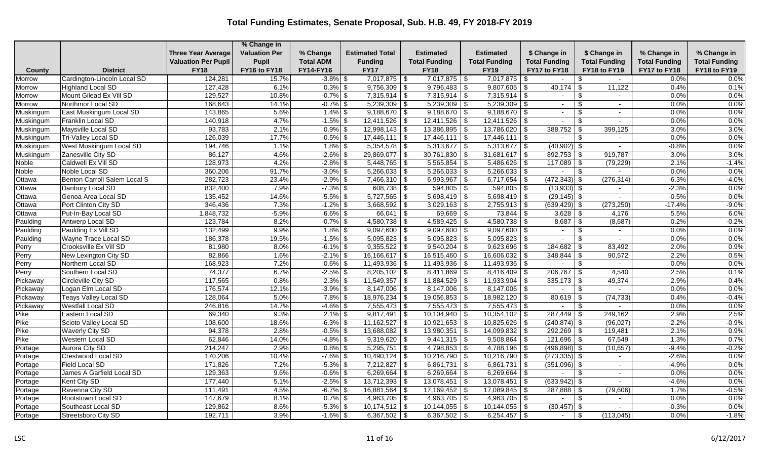# Total Funding Estimates, Senate Proposal, Sub. H.B. 49, FY 2018-FY 2019

| County | District | Three Year Average Valuation Per Pupil FY18 | % Change in Valuation Per Pupil FY16 to FY18 | % Change Total ADM FY14-FY16 | Estimated Total Funding FY17 | Estimated Total Funding FY18 | Estimated Total Funding FY19 | $ Change in Total Funding FY17 to FY18 | $ Change in Total Funding FY18 to FY19 | % Change in Total Funding FY17 to FY18 | % Change in Total Funding FY18 to FY19 |
|---|---|---|---|---|---|---|---|---|---|---|---|
| Morrow | Cardington-Lincoln Local SD | 124,281 | 15.7% | -3.8% | $ 7,017,875 | $ 7,017,875 | $ 7,017,875 | $ - | $ - | 0.0% | 0.0% |
| Morrow | Highland Local SD | 127,428 | 6.1% | 0.3% | $ 9,756,309 | $ 9,796,483 | $ 9,807,605 | $ 40,174 | $ 11,122 | 0.4% | 0.1% |
| Morrow | Mount Gilead Ex Vill SD | 129,527 | 10.8% | -0.7% | $ 7,315,914 | $ 7,315,914 | $ 7,315,914 | $ - | $ - | 0.0% | 0.0% |
| Morrow | Northmor Local SD | 168,643 | 14.1% | -0.7% | $ 5,239,309 | $ 5,239,309 | $ 5,239,309 | $ - | $ - | 0.0% | 0.0% |
| Muskingum | East Muskingum Local SD | 143,865 | 5.6% | 1.4% | $ 9,188,670 | $ 9,188,670 | $ 9,188,670 | $ - | $ - | 0.0% | 0.0% |
| Muskingum | Franklin Local SD | 140,918 | 4.7% | -1.5% | $ 12,411,526 | $ 12,411,526 | $ 12,411,526 | $ - | $ - | 0.0% | 0.0% |
| Muskingum | Maysville Local SD | 93,783 | 2.1% | 0.9% | $ 12,998,143 | $ 13,386,895 | $ 13,786,020 | $ 388,752 | $ 399,125 | 3.0% | 3.0% |
| Muskingum | Tri-Valley Local SD | 126,039 | 17.7% | -0.5% | $ 17,446,111 | $ 17,446,111 | $ 17,446,111 | $ - | $ - | 0.0% | 0.0% |
| Muskingum | West Muskingum Local SD | 194,746 | 1.1% | 1.8% | $ 5,354,578 | $ 5,313,677 | $ 5,313,677 | $ (40,902) | $ - | -0.8% | 0.0% |
| Muskingum | Zanesville City SD | 86,127 | 4.6% | -2.6% | $ 29,869,077 | $ 30,761,830 | $ 31,681,617 | $ 892,753 | $ 919,787 | 3.0% | 3.0% |
| Noble | Caldwell Ex Vill SD | 128,973 | 4.2% | -2.8% | $ 5,448,765 | $ 5,565,854 | $ 5,486,626 | $ 117,089 | $ (79,229) | 2.1% | -1.4% |
| Noble | Noble Local SD | 360,206 | 91.7% | -3.0% | $ 5,266,033 | $ 5,266,033 | $ 5,266,033 | $ - | $ - | 0.0% | 0.0% |
| Ottawa | Benton Carroll Salem Local S | 282,723 | 23.4% | -2.9% | $ 7,466,310 | $ 6,993,967 | $ 6,717,654 | $ (472,343) | $ (276,314) | -6.3% | -4.0% |
| Ottawa | Danbury Local SD | 832,400 | 7.9% | -7.3% | $ 608,738 | $ 594,805 | $ 594,805 | $ (13,933) | $ - | -2.3% | 0.0% |
| Ottawa | Genoa Area Local SD | 135,452 | 14.6% | -5.5% | $ 5,727,565 | $ 5,698,419 | $ 5,698,419 | $ (29,145) | $ - | -0.5% | 0.0% |
| Ottawa | Port Clinton City SD | 346,436 | 7.3% | -1.2% | $ 3,668,592 | $ 3,029,163 | $ 2,755,913 | $ (639,429) | $ (273,250) | -17.4% | -9.0% |
| Ottawa | Put-In-Bay Local SD | 1,848,732 | -5.9% | 6.6% | $ 66,041 | $ 69,669 | $ 73,844 | $ 3,628 | $ 4,176 | 5.5% | 6.0% |
| Paulding | Antwerp Local SD | 123,784 | 8.2% | -0.7% | $ 4,580,738 | $ 4,589,425 | $ 4,580,738 | $ 8,687 | $ (8,687) | 0.2% | -0.2% |
| Paulding | Paulding Ex Vill SD | 132,499 | 9.9% | 1.8% | $ 9,097,600 | $ 9,097,600 | $ 9,097,600 | $ - | $ - | 0.0% | 0.0% |
| Paulding | Wayne Trace Local SD | 186,378 | 19.5% | -1.5% | $ 5,095,823 | $ 5,095,823 | $ 5,095,823 | $ - | $ - | 0.0% | 0.0% |
| Perry | Crooksville Ex Vill SD | 81,980 | 8.0% | -6.1% | $ 9,355,522 | $ 9,540,204 | $ 9,623,696 | $ 184,682 | $ 83,492 | 2.0% | 0.9% |
| Perry | New Lexington City SD | 82,866 | 1.6% | -2.1% | $ 16,166,617 | $ 16,515,460 | $ 16,606,032 | $ 348,844 | $ 90,572 | 2.2% | 0.5% |
| Perry | Northern Local SD | 168,923 | 7.2% | 0.6% | $ 11,493,936 | $ 11,493,936 | $ 11,493,936 | $ - | $ - | 0.0% | 0.0% |
| Perry | Southern Local SD | 74,377 | 6.7% | -2.5% | $ 8,205,102 | $ 8,411,869 | $ 8,416,409 | $ 206,767 | $ 4,540 | 2.5% | 0.1% |
| Pickaway | Circleville City SD | 117,565 | 0.8% | 2.3% | $ 11,549,357 | $ 11,884,529 | $ 11,933,904 | $ 335,173 | $ 49,374 | 2.9% | 0.4% |
| Pickaway | Logan Elm Local SD | 176,574 | 12.1% | -3.9% | $ 8,147,006 | $ 8,147,006 | $ 8,147,006 | $ - | $ - | 0.0% | 0.0% |
| Pickaway | Teays Valley Local SD | 128,064 | 5.0% | 7.8% | $ 18,976,234 | $ 19,056,853 | $ 18,982,120 | $ 80,619 | $ (74,733) | 0.4% | -0.4% |
| Pickaway | Westfall Local SD | 246,816 | 14.7% | -4.6% | $ 7,555,473 | $ 7,555,473 | $ 7,555,473 | $ - | $ - | 0.0% | 0.0% |
| Pike | Eastern Local SD | 69,340 | 9.3% | 2.1% | $ 9,817,491 | $ 10,104,940 | $ 10,354,102 | $ 287,449 | $ 249,162 | 2.9% | 2.5% |
| Pike | Scioto Valley Local SD | 108,600 | 18.6% | -6.3% | $ 11,162,527 | $ 10,921,653 | $ 10,825,626 | $ (240,874) | $ (96,027) | -2.2% | -0.9% |
| Pike | Waverly City SD | 94,378 | 2.8% | -0.5% | $ 13,688,082 | $ 13,980,351 | $ 14,099,832 | $ 292,269 | $ 119,481 | 2.1% | 0.9% |
| Pike | Western Local SD | 62,846 | 14.0% | -4.8% | $ 9,319,620 | $ 9,441,315 | $ 9,508,864 | $ 121,696 | $ 67,549 | 1.3% | 0.7% |
| Portage | Aurora City SD | 214,247 | 2.9% | 0.8% | $ 5,295,751 | $ 4,798,853 | $ 4,788,196 | $ (496,898) | $ (10,657) | -9.4% | -0.2% |
| Portage | Crestwood Local SD | 170,206 | 10.4% | -7.6% | $ 10,490,124 | $ 10,216,790 | $ 10,216,790 | $ (273,335) | $ - | -2.6% | 0.0% |
| Portage | Field Local SD | 171,826 | 7.2% | -5.3% | $ 7,212,827 | $ 6,861,731 | $ 6,861,731 | $ (351,096) | $ - | -4.9% | 0.0% |
| Portage | James A Garfield Local SD | 129,363 | 9.6% | -0.6% | $ 6,269,664 | $ 6,269,664 | $ 6,269,664 | $ - | $ - | 0.0% | 0.0% |
| Portage | Kent City SD | 177,440 | 5.1% | -2.5% | $ 13,712,393 | $ 13,078,451 | $ 13,078,451 | $ (633,942) | $ - | -4.6% | 0.0% |
| Portage | Ravenna City SD | 111,491 | 4.5% | -6.7% | $ 16,881,564 | $ 17,169,452 | $ 17,089,845 | $ 287,888 | $ (79,606) | 1.7% | -0.5% |
| Portage | Rootstown Local SD | 147,679 | 8.1% | 0.7% | $ 4,963,705 | $ 4,963,705 | $ 4,963,705 | $ - | $ - | 0.0% | 0.0% |
| Portage | Southeast Local SD | 129,862 | 8.6% | -5.3% | $ 10,174,512 | $ 10,144,055 | $ 10,144,055 | $ (30,457) | $ - | -0.3% | 0.0% |
| Portage | Streetsboro City SD | 192,711 | 3.9% | -1.6% | $ 6,367,502 | $ 6,367,502 | $ 6,254,457 | $ - | $ (113,045) | 0.0% | -1.8% |

LSC 6/12/2017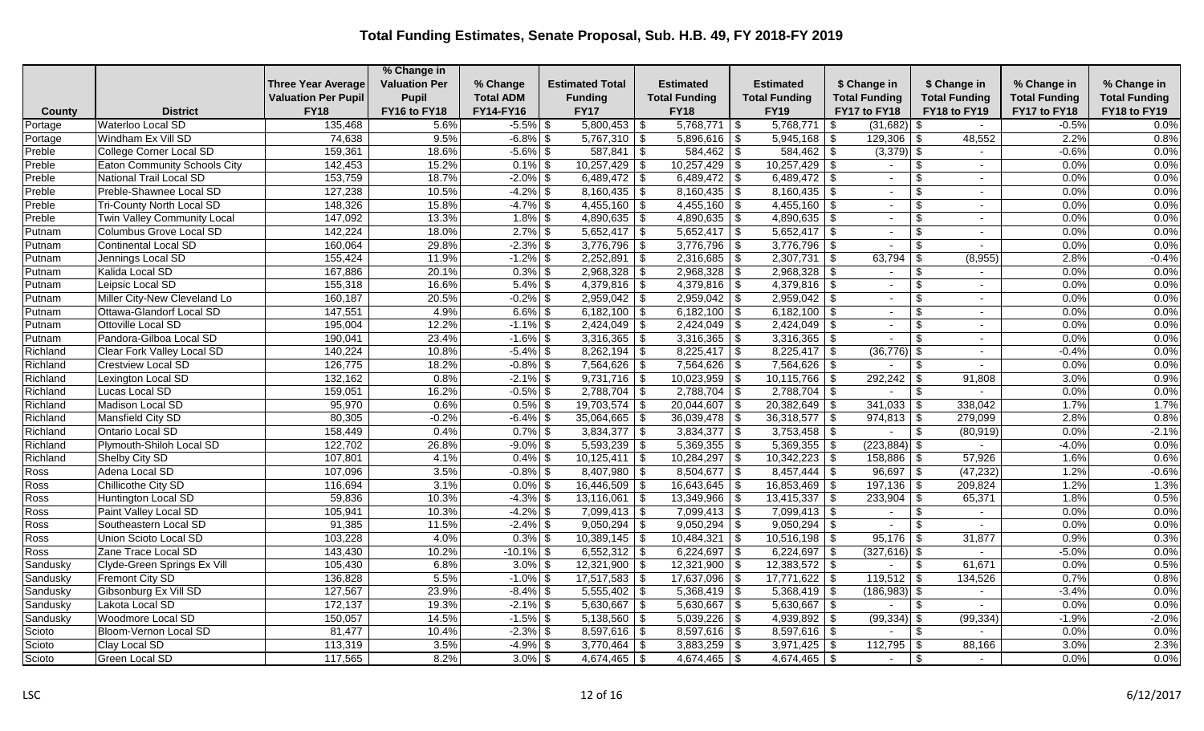## Total Funding Estimates, Senate Proposal, Sub. H.B. 49, FY 2018-FY 2019

| County | District | Three Year Average Valuation Per Pupil FY18 | % Change in Valuation Per Pupil FY16 to FY18 | % Change Total ADM FY14-FY16 | Estimated Total Funding FY17 | Estimated Total Funding FY18 | Estimated Total Funding FY19 | $ Change in Total Funding FY17 to FY18 | $ Change in Total Funding FY18 to FY19 | % Change in Total Funding FY17 to FY18 | % Change in Total Funding FY18 to FY19 |
|---|---|---|---|---|---|---|---|---|---|---|---|
| Portage | Waterloo Local SD | 135,468 | 5.6% | -5.5% | $ 5,800,453 | $ 5,768,771 | $ 5,768,771 | $ (31,682) | $ - | -0.5% | 0.0% |
| Portage | Windham Ex Vill SD | 74,638 | 9.5% | -6.8% | $ 5,767,310 | $ 5,896,616 | $ 5,945,168 | $ 129,306 | $ 48,552 | 2.2% | 0.8% |
| Preble | College Corner Local SD | 159,361 | 18.6% | -5.6% | $ 587,841 | $ 584,462 | $ 584,462 | $ (3,379) | $ - | -0.6% | 0.0% |
| Preble | Eaton Community Schools City | 142,453 | 15.2% | 0.1% | $ 10,257,429 | $ 10,257,429 | $ 10,257,429 | $ - | $ - | 0.0% | 0.0% |
| Preble | National Trail Local SD | 153,759 | 18.7% | -2.0% | $ 6,489,472 | $ 6,489,472 | $ 6,489,472 | $ - | $ - | 0.0% | 0.0% |
| Preble | Preble-Shawnee Local SD | 127,238 | 10.5% | -4.2% | $ 8,160,435 | $ 8,160,435 | $ 8,160,435 | $ - | $ - | 0.0% | 0.0% |
| Preble | Tri-County North Local SD | 148,326 | 15.8% | -4.7% | $ 4,455,160 | $ 4,455,160 | $ 4,455,160 | $ - | $ - | 0.0% | 0.0% |
| Preble | Twin Valley Community Local | 147,092 | 13.3% | 1.8% | $ 4,890,635 | $ 4,890,635 | $ 4,890,635 | $ - | $ - | 0.0% | 0.0% |
| Putnam | Columbus Grove Local SD | 142,224 | 18.0% | 2.7% | $ 5,652,417 | $ 5,652,417 | $ 5,652,417 | $ - | $ - | 0.0% | 0.0% |
| Putnam | Continental Local SD | 160,064 | 29.8% | -2.3% | $ 3,776,796 | $ 3,776,796 | $ 3,776,796 | $ - | $ - | 0.0% | 0.0% |
| Putnam | Jennings Local SD | 155,424 | 11.9% | -1.2% | $ 2,252,891 | $ 2,316,685 | $ 2,307,731 | $ 63,794 | $ (8,955) | 2.8% | -0.4% |
| Putnam | Kalida Local SD | 167,886 | 20.1% | 0.3% | $ 2,968,328 | $ 2,968,328 | $ 2,968,328 | $ - | $ - | 0.0% | 0.0% |
| Putnam | Leipsic Local SD | 155,318 | 16.6% | 5.4% | $ 4,379,816 | $ 4,379,816 | $ 4,379,816 | $ - | $ - | 0.0% | 0.0% |
| Putnam | Miller City-New Cleveland Lo | 160,187 | 20.5% | -0.2% | $ 2,959,042 | $ 2,959,042 | $ 2,959,042 | $ - | $ - | 0.0% | 0.0% |
| Putnam | Ottawa-Glandorf Local SD | 147,551 | 4.9% | 6.6% | $ 6,182,100 | $ 6,182,100 | $ 6,182,100 | $ - | $ - | 0.0% | 0.0% |
| Putnam | Ottoville Local SD | 195,004 | 12.2% | -1.1% | $ 2,424,049 | $ 2,424,049 | $ 2,424,049 | $ - | $ - | 0.0% | 0.0% |
| Putnam | Pandora-Gilboa Local SD | 190,041 | 23.4% | -1.6% | $ 3,316,365 | $ 3,316,365 | $ 3,316,365 | $ - | $ - | 0.0% | 0.0% |
| Richland | Clear Fork Valley Local SD | 140,224 | 10.8% | -5.4% | $ 8,262,194 | $ 8,225,417 | $ 8,225,417 | $ (36,776) | $ - | -0.4% | 0.0% |
| Richland | Crestview Local SD | 126,775 | 18.2% | -0.8% | $ 7,564,626 | $ 7,564,626 | $ 7,564,626 | $ - | $ - | 0.0% | 0.0% |
| Richland | Lexington Local SD | 132,162 | 0.8% | -2.1% | $ 9,731,716 | $ 10,023,959 | $ 10,115,766 | $ 292,242 | $ 91,808 | 3.0% | 0.9% |
| Richland | Lucas Local SD | 159,051 | 16.2% | -0.5% | $ 2,788,704 | $ 2,788,704 | $ 2,788,704 | $ - | $ - | 0.0% | 0.0% |
| Richland | Madison Local SD | 95,970 | 0.6% | 0.5% | $ 19,703,574 | $ 20,044,607 | $ 20,382,649 | $ 341,033 | $ 338,042 | 1.7% | 1.7% |
| Richland | Mansfield City SD | 80,305 | -0.2% | -6.4% | $ 35,064,665 | $ 36,039,478 | $ 36,318,577 | $ 974,813 | $ 279,099 | 2.8% | 0.8% |
| Richland | Ontario Local SD | 158,449 | 0.4% | 0.7% | $ 3,834,377 | $ 3,834,377 | $ 3,753,458 | $ - | $ (80,919) | 0.0% | -2.1% |
| Richland | Plymouth-Shiloh Local SD | 122,702 | 26.8% | -9.0% | $ 5,593,239 | $ 5,369,355 | $ 5,369,355 | $ (223,884) | $ - | -4.0% | 0.0% |
| Richland | Shelby City SD | 107,801 | 4.1% | 0.4% | $ 10,125,411 | $ 10,284,297 | $ 10,342,223 | $ 158,886 | $ 57,926 | 1.6% | 0.6% |
| Ross | Adena Local SD | 107,096 | 3.5% | -0.8% | $ 8,407,980 | $ 8,504,677 | $ 8,457,444 | $ 96,697 | $ (47,232) | 1.2% | -0.6% |
| Ross | Chillicothe City SD | 116,694 | 3.1% | 0.0% | $ 16,446,509 | $ 16,643,645 | $ 16,853,469 | $ 197,136 | $ 209,824 | 1.2% | 1.3% |
| Ross | Huntington Local SD | 59,836 | 10.3% | -4.3% | $ 13,116,061 | $ 13,349,966 | $ 13,415,337 | $ 233,904 | $ 65,371 | 1.8% | 0.5% |
| Ross | Paint Valley Local SD | 105,941 | 10.3% | -4.2% | $ 7,099,413 | $ 7,099,413 | $ 7,099,413 | $ - | $ - | 0.0% | 0.0% |
| Ross | Southeastern Local SD | 91,385 | 11.5% | -2.4% | $ 9,050,294 | $ 9,050,294 | $ 9,050,294 | $ - | $ - | 0.0% | 0.0% |
| Ross | Union Scioto Local SD | 103,228 | 4.0% | 0.3% | $ 10,389,145 | $ 10,484,321 | $ 10,516,198 | $ 95,176 | $ 31,877 | 0.9% | 0.3% |
| Ross | Zane Trace Local SD | 143,430 | 10.2% | -10.1% | $ 6,552,312 | $ 6,224,697 | $ 6,224,697 | $ (327,616) | $ - | -5.0% | 0.0% |
| Sandusky | Clyde-Green Springs Ex Vill | 105,430 | 6.8% | 3.0% | $ 12,321,900 | $ 12,321,900 | $ 12,383,572 | $ - | $ 61,671 | 0.0% | 0.5% |
| Sandusky | Fremont City SD | 136,828 | 5.5% | -1.0% | $ 17,517,583 | $ 17,637,096 | $ 17,771,622 | $ 119,512 | $ 134,526 | 0.7% | 0.8% |
| Sandusky | Gibsonburg Ex Vill SD | 127,567 | 23.9% | -8.4% | $ 5,555,402 | $ 5,368,419 | $ 5,368,419 | $ (186,983) | $ - | -3.4% | 0.0% |
| Sandusky | Lakota Local SD | 172,137 | 19.3% | -2.1% | $ 5,630,667 | $ 5,630,667 | $ 5,630,667 | $ - | $ - | 0.0% | 0.0% |
| Sandusky | Woodmore Local SD | 150,057 | 14.5% | -1.5% | $ 5,138,560 | $ 5,039,226 | $ 4,939,892 | $ (99,334) | $ (99,334) | -1.9% | -2.0% |
| Scioto | Bloom-Vernon Local SD | 81,477 | 10.4% | -2.3% | $ 8,597,616 | $ 8,597,616 | $ 8,597,616 | $ - | $ - | 0.0% | 0.0% |
| Scioto | Clay Local SD | 113,319 | 3.5% | -4.9% | $ 3,770,464 | $ 3,883,259 | $ 3,971,425 | $ 112,795 | $ 88,166 | 3.0% | 2.3% |
| Scioto | Green Local SD | 117,565 | 8.2% | 3.0% | $ 4,674,465 | $ 4,674,465 | $ 4,674,465 | $ - | $ - | 0.0% | 0.0% |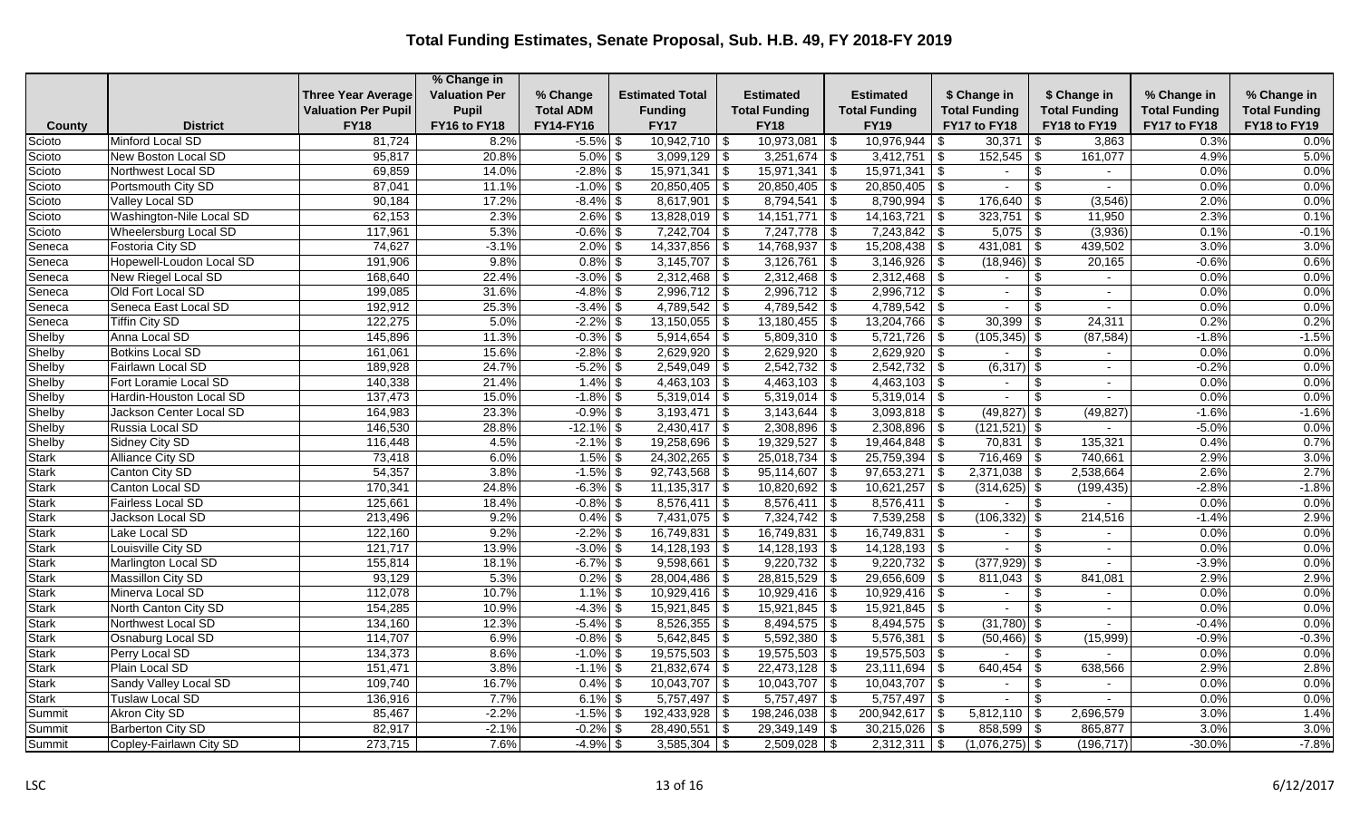# Total Funding Estimates, Senate Proposal, Sub. H.B. 49, FY 2018-FY 2019

| County | District | Three Year Average Valuation Per Pupil FY18 | % Change in Valuation Per Pupil FY16 to FY18 | % Change Total ADM FY14-FY16 | Estimated Total Funding FY17 | Estimated Total Funding FY18 | Estimated Total Funding FY19 | $ Change in Total Funding FY17 to FY18 | $ Change in Total Funding FY18 to FY19 | % Change in Total Funding FY17 to FY18 | % Change in Total Funding FY18 to FY19 |
|---|---|---|---|---|---|---|---|---|---|---|---|
| Scioto | Minford Local SD | 81,724 | 8.2% | -5.5% | $ 10,942,710 | $ 10,973,081 | $ 10,976,944 | $ 30,371 | $ 3,863 | 0.3% | 0.0% |
| Scioto | New Boston Local SD | 95,817 | 20.8% | 5.0% | $ 3,099,129 | $ 3,251,674 | $ 3,412,751 | $ 152,545 | $ 161,077 | 4.9% | 5.0% |
| Scioto | Northwest Local SD | 69,859 | 14.0% | -2.8% | $ 15,971,341 | $ 15,971,341 | $ 15,971,341 | $ - | $ - | 0.0% | 0.0% |
| Scioto | Portsmouth City SD | 87,041 | 11.1% | -1.0% | $ 20,850,405 | $ 20,850,405 | $ 20,850,405 | $ - | $ - | 0.0% | 0.0% |
| Scioto | Valley Local SD | 90,184 | 17.2% | -8.4% | $ 8,617,901 | $ 8,794,541 | $ 8,790,994 | $ 176,640 | $ (3,546) | 2.0% | 0.0% |
| Scioto | Washington-Nile Local SD | 62,153 | 2.3% | 2.6% | $ 13,828,019 | $ 14,151,771 | $ 14,163,721 | $ 323,751 | $ 11,950 | 2.3% | 0.1% |
| Scioto | Wheelersburg Local SD | 117,961 | 5.3% | -0.6% | $ 7,242,704 | $ 7,247,778 | $ 7,243,842 | $ 5,075 | $ (3,936) | 0.1% | -0.1% |
| Seneca | Fostoria City SD | 74,627 | -3.1% | 2.0% | $ 14,337,856 | $ 14,768,937 | $ 15,208,438 | $ 431,081 | $ 439,502 | 3.0% | 3.0% |
| Seneca | Hopewell-Loudon Local SD | 191,906 | 9.8% | 0.8% | $ 3,145,707 | $ 3,126,761 | $ 3,146,926 | $ (18,946) | $ 20,165 | -0.6% | 0.6% |
| Seneca | New Riegel Local SD | 168,640 | 22.4% | -3.0% | $ 2,312,468 | $ 2,312,468 | $ 2,312,468 | $ - | $ - | 0.0% | 0.0% |
| Seneca | Old Fort Local SD | 199,085 | 31.6% | -4.8% | $ 2,996,712 | $ 2,996,712 | $ 2,996,712 | $ - | $ - | 0.0% | 0.0% |
| Seneca | Seneca East Local SD | 192,912 | 25.3% | -3.4% | $ 4,789,542 | $ 4,789,542 | $ 4,789,542 | $ - | $ - | 0.0% | 0.0% |
| Seneca | Tiffin City SD | 122,275 | 5.0% | -2.2% | $ 13,150,055 | $ 13,180,455 | $ 13,204,766 | $ 30,399 | $ 24,311 | 0.2% | 0.2% |
| Shelby | Anna Local SD | 145,896 | 11.3% | -0.3% | $ 5,914,654 | $ 5,809,310 | $ 5,721,726 | $ (105,345) | $ (87,584) | -1.8% | -1.5% |
| Shelby | Botkins Local SD | 161,061 | 15.6% | -2.8% | $ 2,629,920 | $ 2,629,920 | $ 2,629,920 | $ - | $ - | 0.0% | 0.0% |
| Shelby | Fairlawn Local SD | 189,928 | 24.7% | -5.2% | $ 2,549,049 | $ 2,542,732 | $ 2,542,732 | $ (6,317) | $ - | -0.2% | 0.0% |
| Shelby | Fort Loramie Local SD | 140,338 | 21.4% | 1.4% | $ 4,463,103 | $ 4,463,103 | $ 4,463,103 | $ - | $ - | 0.0% | 0.0% |
| Shelby | Hardin-Houston Local SD | 137,473 | 15.0% | -1.8% | $ 5,319,014 | $ 5,319,014 | $ 5,319,014 | $ - | $ - | 0.0% | 0.0% |
| Shelby | Jackson Center Local SD | 164,983 | 23.3% | -0.9% | $ 3,193,471 | $ 3,143,644 | $ 3,093,818 | $ (49,827) | $ (49,827) | -1.6% | -1.6% |
| Shelby | Russia Local SD | 146,530 | 28.8% | -12.1% | $ 2,430,417 | $ 2,308,896 | $ 2,308,896 | $ (121,521) | $ - | -5.0% | 0.0% |
| Shelby | Sidney City SD | 116,448 | 4.5% | -2.1% | $ 19,258,696 | $ 19,329,527 | $ 19,464,848 | $ 70,831 | $ 135,321 | 0.4% | 0.7% |
| Stark | Alliance City SD | 73,418 | 6.0% | 1.5% | $ 24,302,265 | $ 25,018,734 | $ 25,759,394 | $ 716,469 | $ 740,661 | 2.9% | 3.0% |
| Stark | Canton City SD | 54,357 | 3.8% | -1.5% | $ 92,743,568 | $ 95,114,607 | $ 97,653,271 | $ 2,371,038 | $ 2,538,664 | 2.6% | 2.7% |
| Stark | Canton Local SD | 170,341 | 24.8% | -6.3% | $ 11,135,317 | $ 10,820,692 | $ 10,621,257 | $ (314,625) | $ (199,435) | -2.8% | -1.8% |
| Stark | Fairless Local SD | 125,661 | 18.4% | -0.8% | $ 8,576,411 | $ 8,576,411 | $ 8,576,411 | $ - | $ - | 0.0% | 0.0% |
| Stark | Jackson Local SD | 213,496 | 9.2% | 0.4% | $ 7,431,075 | $ 7,324,742 | $ 7,539,258 | $ (106,332) | $ 214,516 | -1.4% | 2.9% |
| Stark | Lake Local SD | 122,160 | 9.2% | -2.2% | $ 16,749,831 | $ 16,749,831 | $ 16,749,831 | $ - | $ - | 0.0% | 0.0% |
| Stark | Louisville City SD | 121,717 | 13.9% | -3.0% | $ 14,128,193 | $ 14,128,193 | $ 14,128,193 | $ - | $ - | 0.0% | 0.0% |
| Stark | Marlington Local SD | 155,814 | 18.1% | -6.7% | $ 9,598,661 | $ 9,220,732 | $ 9,220,732 | $ (377,929) | $ - | -3.9% | 0.0% |
| Stark | Massillon City SD | 93,129 | 5.3% | 0.2% | $ 28,004,486 | $ 28,815,529 | $ 29,656,609 | $ 811,043 | $ 841,081 | 2.9% | 2.9% |
| Stark | Minerva Local SD | 112,078 | 10.7% | 1.1% | $ 10,929,416 | $ 10,929,416 | $ 10,929,416 | $ - | $ - | 0.0% | 0.0% |
| Stark | North Canton City SD | 154,285 | 10.9% | -4.3% | $ 15,921,845 | $ 15,921,845 | $ 15,921,845 | $ - | $ - | 0.0% | 0.0% |
| Stark | Northwest Local SD | 134,160 | 12.3% | -5.4% | $ 8,526,355 | $ 8,494,575 | $ 8,494,575 | $ (31,780) | $ - | -0.4% | 0.0% |
| Stark | Osnaburg Local SD | 114,707 | 6.9% | -0.8% | $ 5,642,845 | $ 5,592,380 | $ 5,576,381 | $ (50,466) | $ (15,999) | -0.9% | -0.3% |
| Stark | Perry Local SD | 134,373 | 8.6% | -1.0% | $ 19,575,503 | $ 19,575,503 | $ 19,575,503 | $ - | $ - | 0.0% | 0.0% |
| Stark | Plain Local SD | 151,471 | 3.8% | -1.1% | $ 21,832,674 | $ 22,473,128 | $ 23,111,694 | $ 640,454 | $ 638,566 | 2.9% | 2.8% |
| Stark | Sandy Valley Local SD | 109,740 | 16.7% | 0.4% | $ 10,043,707 | $ 10,043,707 | $ 10,043,707 | $ - | $ - | 0.0% | 0.0% |
| Stark | Tuslaw Local SD | 136,916 | 7.7% | 6.1% | $ 5,757,497 | $ 5,757,497 | $ 5,757,497 | $ - | $ - | 0.0% | 0.0% |
| Summit | Akron City SD | 85,467 | -2.2% | -1.5% | $ 192,433,928 | $ 198,246,038 | $ 200,942,617 | $ 5,812,110 | $ 2,696,579 | 3.0% | 1.4% |
| Summit | Barberton City SD | 82,917 | -2.1% | -0.2% | $ 28,490,551 | $ 29,349,149 | $ 30,215,026 | $ 858,599 | $ 865,877 | 3.0% | 3.0% |
| Summit | Copley-Fairlawn City SD | 273,715 | 7.6% | -4.9% | $ 3,585,304 | $ 2,509,028 | $ 2,312,311 | $ (1,076,275) | $ (196,717) | -30.0% | -7.8% |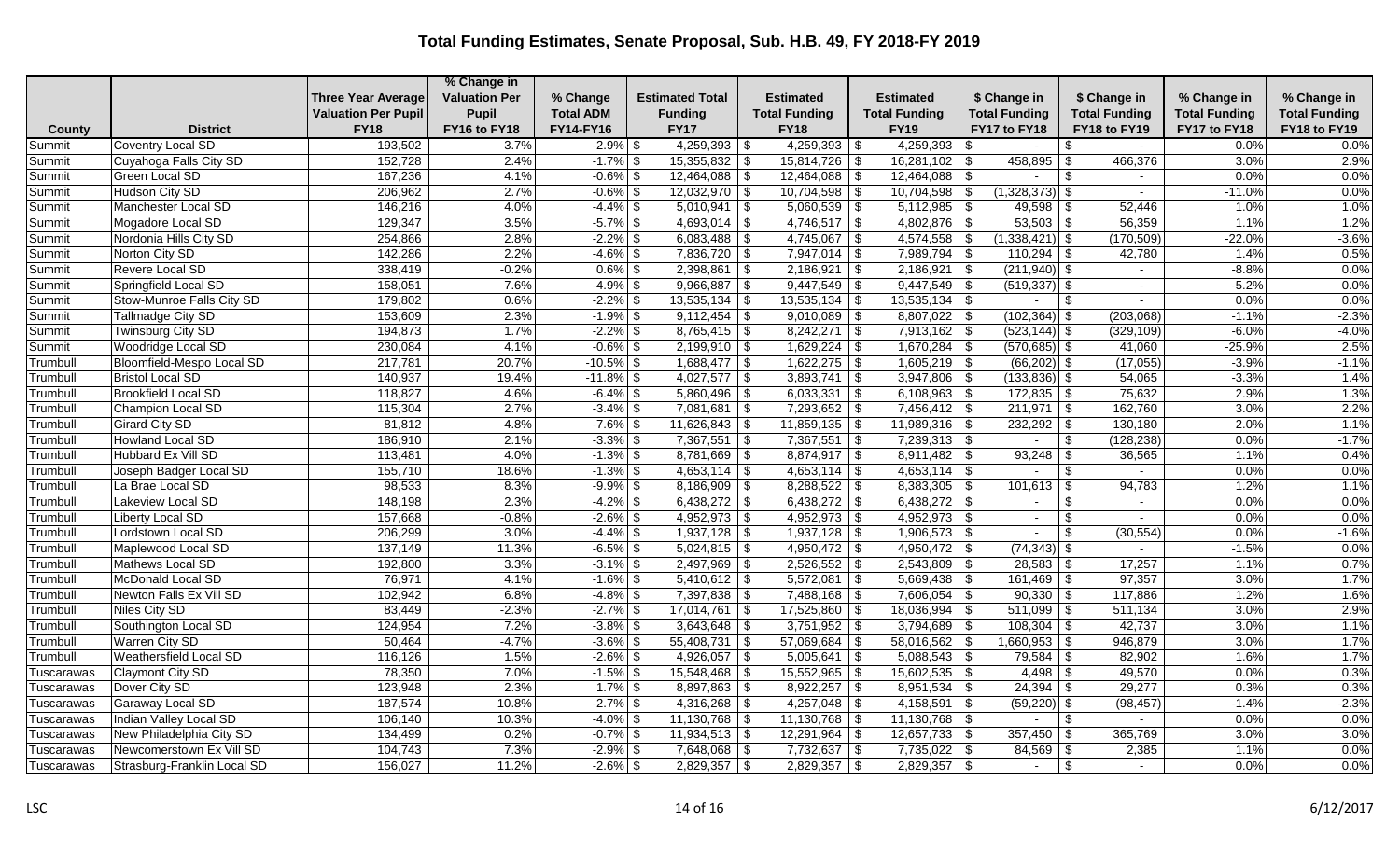# Total Funding Estimates, Senate Proposal, Sub. H.B. 49, FY 2018-FY 2019

| County | District | Three Year Average Valuation Per Pupil FY18 | % Change in Valuation Per Pupil FY16 to FY18 | % Change Total ADM FY14-FY16 | Estimated Total Funding FY17 | Estimated Total Funding FY18 | Estimated Total Funding FY19 | $ Change in Total Funding FY17 to FY18 | $ Change in Total Funding FY18 to FY19 | % Change in Total Funding FY17 to FY18 | % Change in Total Funding FY18 to FY19 |
|---|---|---|---|---|---|---|---|---|---|---|---|
| Summit | Coventry Local SD | 193,502 | 3.7% | -2.9% | $ 4,259,393 | $ 4,259,393 | $ 4,259,393 | $ - | $ - | 0.0% | 0.0% |
| Summit | Cuyahoga Falls City SD | 152,728 | 2.4% | -1.7% | $ 15,355,832 | $ 15,814,726 | $ 16,281,102 | $ 458,895 | $ 466,376 | 3.0% | 2.9% |
| Summit | Green Local SD | 167,236 | 4.1% | -0.6% | $ 12,464,088 | $ 12,464,088 | $ 12,464,088 | $ - | $ - | 0.0% | 0.0% |
| Summit | Hudson City SD | 206,962 | 2.7% | -0.6% | $ 12,032,970 | $ 10,704,598 | $ 10,704,598 | $ (1,328,373) | $ - | -11.0% | 0.0% |
| Summit | Manchester Local SD | 146,216 | 4.0% | -4.4% | $ 5,010,941 | $ 5,060,539 | $ 5,112,985 | $ 49,598 | $ 52,446 | 1.0% | 1.0% |
| Summit | Mogadore Local SD | 129,347 | 3.5% | -5.7% | $ 4,693,014 | $ 4,746,517 | $ 4,802,876 | $ 53,503 | $ 56,359 | 1.1% | 1.2% |
| Summit | Nordonia Hills City SD | 254,866 | 2.8% | -2.2% | $ 6,083,488 | $ 4,745,067 | $ 4,574,558 | $ (1,338,421) | $ (170,509) | -22.0% | -3.6% |
| Summit | Norton City SD | 142,286 | 2.2% | -4.6% | $ 7,836,720 | $ 7,947,014 | $ 7,989,794 | $ 110,294 | $ 42,780 | 1.4% | 0.5% |
| Summit | Revere Local SD | 338,419 | -0.2% | 0.6% | $ 2,398,861 | $ 2,186,921 | $ 2,186,921 | $ (211,940) | $ - | -8.8% | 0.0% |
| Summit | Springfield Local SD | 158,051 | 7.6% | -4.9% | $ 9,966,887 | $ 9,447,549 | $ 9,447,549 | $ (519,337) | $ - | -5.2% | 0.0% |
| Summit | Stow-Munroe Falls City SD | 179,802 | 0.6% | -2.2% | $ 13,535,134 | $ 13,535,134 | $ 13,535,134 | $ - | $ - | 0.0% | 0.0% |
| Summit | Tallmadge City SD | 153,609 | 2.3% | -1.9% | $ 9,112,454 | $ 9,010,089 | $ 8,807,022 | $ (102,364) | $ (203,068) | -1.1% | -2.3% |
| Summit | Twinsburg City SD | 194,873 | 1.7% | -2.2% | $ 8,765,415 | $ 8,242,271 | $ 7,913,162 | $ (523,144) | $ (329,109) | -6.0% | -4.0% |
| Summit | Woodridge Local SD | 230,084 | 4.1% | -0.6% | $ 2,199,910 | $ 1,629,224 | $ 1,670,284 | $ (570,685) | $ 41,060 | -25.9% | 2.5% |
| Trumbull | Bloomfield-Mespo Local SD | 217,781 | 20.7% | -10.5% | $ 1,688,477 | $ 1,622,275 | $ 1,605,219 | $ (66,202) | $ (17,055) | -3.9% | -1.1% |
| Trumbull | Bristol Local SD | 140,937 | 19.4% | -11.8% | $ 4,027,577 | $ 3,893,741 | $ 3,947,806 | $ (133,836) | $ 54,065 | -3.3% | 1.4% |
| Trumbull | Brookfield Local SD | 118,827 | 4.6% | -6.4% | $ 5,860,496 | $ 6,033,331 | $ 6,108,963 | $ 172,835 | $ 75,632 | 2.9% | 1.3% |
| Trumbull | Champion Local SD | 115,304 | 2.7% | -3.4% | $ 7,081,681 | $ 7,293,652 | $ 7,456,412 | $ 211,971 | $ 162,760 | 3.0% | 2.2% |
| Trumbull | Girard City SD | 81,812 | 4.8% | -7.6% | $ 11,626,843 | $ 11,859,135 | $ 11,989,316 | $ 232,292 | $ 130,180 | 2.0% | 1.1% |
| Trumbull | Howland Local SD | 186,910 | 2.1% | -3.3% | $ 7,367,551 | $ 7,367,551 | $ 7,239,313 | $ - | $ (128,238) | 0.0% | -1.7% |
| Trumbull | Hubbard Ex Vill SD | 113,481 | 4.0% | -1.3% | $ 8,781,669 | $ 8,874,917 | $ 8,911,482 | $ 93,248 | $ 36,565 | 1.1% | 0.4% |
| Trumbull | Joseph Badger Local SD | 155,710 | 18.6% | -1.3% | $ 4,653,114 | $ 4,653,114 | $ 4,653,114 | $ - | $ - | 0.0% | 0.0% |
| Trumbull | La Brae Local SD | 98,533 | 8.3% | -9.9% | $ 8,186,909 | $ 8,288,522 | $ 8,383,305 | $ 101,613 | $ 94,783 | 1.2% | 1.1% |
| Trumbull | Lakeview Local SD | 148,198 | 2.3% | -4.2% | $ 6,438,272 | $ 6,438,272 | $ 6,438,272 | $ - | $ - | 0.0% | 0.0% |
| Trumbull | Liberty Local SD | 157,668 | -0.8% | -2.6% | $ 4,952,973 | $ 4,952,973 | $ 4,952,973 | $ - | $ - | 0.0% | 0.0% |
| Trumbull | Lordstown Local SD | 206,299 | 3.0% | -4.4% | $ 1,937,128 | $ 1,937,128 | $ 1,906,573 | $ - | $ (30,554) | 0.0% | -1.6% |
| Trumbull | Maplewood Local SD | 137,149 | 11.3% | -6.5% | $ 5,024,815 | $ 4,950,472 | $ 4,950,472 | $ (74,343) | $ - | -1.5% | 0.0% |
| Trumbull | Mathews Local SD | 192,800 | 3.3% | -3.1% | $ 2,497,969 | $ 2,526,552 | $ 2,543,809 | $ 28,583 | $ 17,257 | 1.1% | 0.7% |
| Trumbull | McDonald Local SD | 76,971 | 4.1% | -1.6% | $ 5,410,612 | $ 5,572,081 | $ 5,669,438 | $ 161,469 | $ 97,357 | 3.0% | 1.7% |
| Trumbull | Newton Falls Ex Vill SD | 102,942 | 6.8% | -4.8% | $ 7,397,838 | $ 7,488,168 | $ 7,606,054 | $ 90,330 | $ 117,886 | 1.2% | 1.6% |
| Trumbull | Niles City SD | 83,449 | -2.3% | -2.7% | $ 17,014,761 | $ 17,525,860 | $ 18,036,994 | $ 511,099 | $ 511,134 | 3.0% | 2.9% |
| Trumbull | Southington Local SD | 124,954 | 7.2% | -3.8% | $ 3,643,648 | $ 3,751,952 | $ 3,794,689 | $ 108,304 | $ 42,737 | 3.0% | 1.1% |
| Trumbull | Warren City SD | 50,464 | -4.7% | -3.6% | $ 55,408,731 | $ 57,069,684 | $ 58,016,562 | $ 1,660,953 | $ 946,879 | 3.0% | 1.7% |
| Trumbull | Weathersfield Local SD | 116,126 | 1.5% | -2.6% | $ 4,926,057 | $ 5,005,641 | $ 5,088,543 | $ 79,584 | $ 82,902 | 1.6% | 1.7% |
| Tuscarawas | Claymont City SD | 78,350 | 7.0% | -1.5% | $ 15,548,468 | $ 15,552,965 | $ 15,602,535 | $ 4,498 | $ 49,570 | 0.0% | 0.3% |
| Tuscarawas | Dover City SD | 123,948 | 2.3% | 1.7% | $ 8,897,863 | $ 8,922,257 | $ 8,951,534 | $ 24,394 | $ 29,277 | 0.3% | 0.3% |
| Tuscarawas | Garaway Local SD | 187,574 | 10.8% | -2.7% | $ 4,316,268 | $ 4,257,048 | $ 4,158,591 | $ (59,220) | $ (98,457) | -1.4% | -2.3% |
| Tuscarawas | Indian Valley Local SD | 106,140 | 10.3% | -4.0% | $ 11,130,768 | $ 11,130,768 | $ 11,130,768 | $ - | $ - | 0.0% | 0.0% |
| Tuscarawas | New Philadelphia City SD | 134,499 | 0.2% | -0.7% | $ 11,934,513 | $ 12,291,964 | $ 12,657,733 | $ 357,450 | $ 365,769 | 3.0% | 3.0% |
| Tuscarawas | Newcomerstown Ex Vill SD | 104,743 | 7.3% | -2.9% | $ 7,648,068 | $ 7,732,637 | $ 7,735,022 | $ 84,569 | $ 2,385 | 1.1% | 0.0% |
| Tuscarawas | Strasburg-Franklin Local SD | 156,027 | 11.2% | -2.6% | $ 2,829,357 | $ 2,829,357 | $ 2,829,357 | $ - | $ - | 0.0% | 0.0% |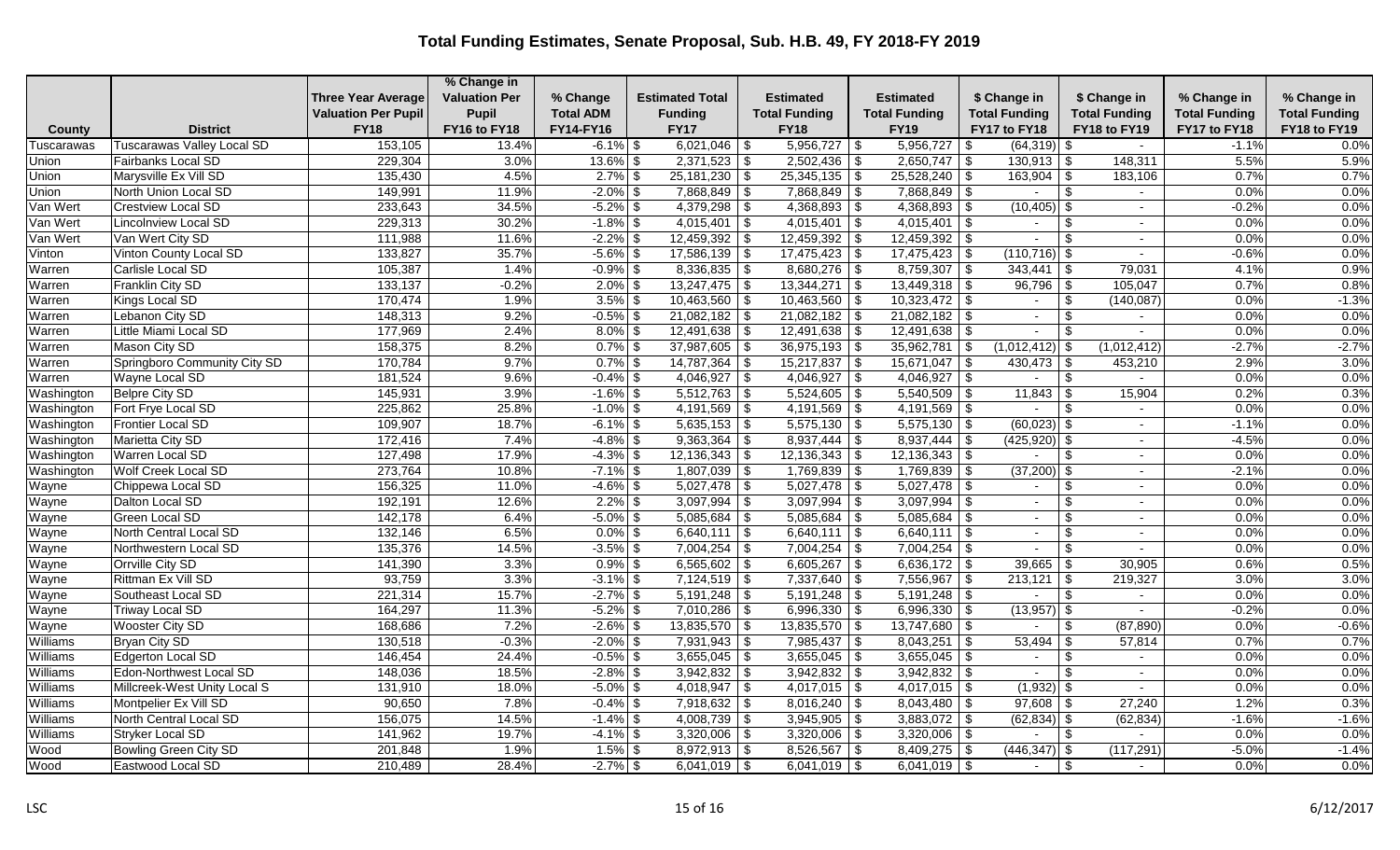# Total Funding Estimates, Senate Proposal, Sub. H.B. 49, FY 2018-FY 2019

| County | District | Three Year Average Valuation Per Pupil FY18 | % Change in Valuation Per Pupil FY16 to FY18 | % Change Total ADM FY14-FY16 | Estimated Total Funding FY17 | Estimated Total Funding FY18 | Estimated Total Funding FY19 | $ Change in Total Funding FY17 to FY18 | $ Change in Total Funding FY18 to FY19 | % Change in Total Funding FY17 to FY18 | % Change in Total Funding FY18 to FY19 |
|---|---|---|---|---|---|---|---|---|---|---|---|
| Tuscarawas | Tuscarawas Valley Local SD | 153,105 | 13.4% | -6.1% | $ 6,021,046 | $ 5,956,727 | $ 5,956,727 | $ (64,319) | $ - | -1.1% | 0.0% |
| Union | Fairbanks Local SD | 229,304 | 3.0% | 13.6% | $ 2,371,523 | $ 2,502,436 | $ 2,650,747 | $ 130,913 | $ 148,311 | 5.5% | 5.9% |
| Union | Marysville Ex Vill SD | 135,430 | 4.5% | 2.7% | $ 25,181,230 | $ 25,345,135 | $ 25,528,240 | $ 163,904 | $ 183,106 | 0.7% | 0.7% |
| Union | North Union Local SD | 149,991 | 11.9% | -2.0% | $ 7,868,849 | $ 7,868,849 | $ 7,868,849 | $ - | $ - | 0.0% | 0.0% |
| Van Wert | Crestview Local SD | 233,643 | 34.5% | -5.2% | $ 4,379,298 | $ 4,368,893 | $ 4,368,893 | $ (10,405) | $ - | -0.2% | 0.0% |
| Van Wert | Lincolnview Local SD | 229,313 | 30.2% | -1.8% | $ 4,015,401 | $ 4,015,401 | $ 4,015,401 | $ - | $ - | 0.0% | 0.0% |
| Van Wert | Van Wert City SD | 111,988 | 11.6% | -2.2% | $ 12,459,392 | $ 12,459,392 | $ 12,459,392 | $ - | $ - | 0.0% | 0.0% |
| Vinton | Vinton County Local SD | 133,827 | 35.7% | -5.6% | $ 17,586,139 | $ 17,475,423 | $ 17,475,423 | $ (110,716) | $ - | -0.6% | 0.0% |
| Warren | Carlisle Local SD | 105,387 | 1.4% | -0.9% | $ 8,336,835 | $ 8,680,276 | $ 8,759,307 | $ 343,441 | $ 79,031 | 4.1% | 0.9% |
| Warren | Franklin City SD | 133,137 | -0.2% | 2.0% | $ 13,247,475 | $ 13,344,271 | $ 13,449,318 | $ 96,796 | $ 105,047 | 0.7% | 0.8% |
| Warren | Kings Local SD | 170,474 | 1.9% | 3.5% | $ 10,463,560 | $ 10,463,560 | $ 10,323,472 | $ - | $ (140,087) | 0.0% | -1.3% |
| Warren | Lebanon City SD | 148,313 | 9.2% | -0.5% | $ 21,082,182 | $ 21,082,182 | $ 21,082,182 | $ - | $ - | 0.0% | 0.0% |
| Warren | Little Miami Local SD | 177,969 | 2.4% | 8.0% | $ 12,491,638 | $ 12,491,638 | $ 12,491,638 | $ - | $ - | 0.0% | 0.0% |
| Warren | Mason City SD | 158,375 | 8.2% | 0.7% | $ 37,987,605 | $ 36,975,193 | $ 35,962,781 | $ (1,012,412) | $ (1,012,412) | -2.7% | -2.7% |
| Warren | Springboro Community City SD | 170,784 | 9.7% | 0.7% | $ 14,787,364 | $ 15,217,837 | $ 15,671,047 | $ 430,473 | $ 453,210 | 2.9% | 3.0% |
| Warren | Wayne Local SD | 181,524 | 9.6% | -0.4% | $ 4,046,927 | $ 4,046,927 | $ 4,046,927 | $ - | $ - | 0.0% | 0.0% |
| Washington | Belpre City SD | 145,931 | 3.9% | -1.6% | $ 5,512,763 | $ 5,524,605 | $ 5,540,509 | $ 11,843 | $ 15,904 | 0.2% | 0.3% |
| Washington | Fort Frye Local SD | 225,862 | 25.8% | -1.0% | $ 4,191,569 | $ 4,191,569 | $ 4,191,569 | $ - | $ - | 0.0% | 0.0% |
| Washington | Frontier Local SD | 109,907 | 18.7% | -6.1% | $ 5,635,153 | $ 5,575,130 | $ 5,575,130 | $ (60,023) | $ - | -1.1% | 0.0% |
| Washington | Marietta City SD | 172,416 | 7.4% | -4.8% | $ 9,363,364 | $ 8,937,444 | $ 8,937,444 | $ (425,920) | $ - | -4.5% | 0.0% |
| Washington | Warren Local SD | 127,498 | 17.9% | -4.3% | $ 12,136,343 | $ 12,136,343 | $ 12,136,343 | $ - | $ - | 0.0% | 0.0% |
| Washington | Wolf Creek Local SD | 273,764 | 10.8% | -7.1% | $ 1,807,039 | $ 1,769,839 | $ 1,769,839 | $ (37,200) | $ - | -2.1% | 0.0% |
| Wayne | Chippewa Local SD | 156,325 | 11.0% | -4.6% | $ 5,027,478 | $ 5,027,478 | $ 5,027,478 | $ - | $ - | 0.0% | 0.0% |
| Wayne | Dalton Local SD | 192,191 | 12.6% | 2.2% | $ 3,097,994 | $ 3,097,994 | $ 3,097,994 | $ - | $ - | 0.0% | 0.0% |
| Wayne | Green Local SD | 142,178 | 6.4% | -5.0% | $ 5,085,684 | $ 5,085,684 | $ 5,085,684 | $ - | $ - | 0.0% | 0.0% |
| Wayne | North Central Local SD | 132,146 | 6.5% | 0.0% | $ 6,640,111 | $ 6,640,111 | $ 6,640,111 | $ - | $ - | 0.0% | 0.0% |
| Wayne | Northwestern Local SD | 135,376 | 14.5% | -3.5% | $ 7,004,254 | $ 7,004,254 | $ 7,004,254 | $ - | $ - | 0.0% | 0.0% |
| Wayne | Orrville City SD | 141,390 | 3.3% | 0.9% | $ 6,565,602 | $ 6,605,267 | $ 6,636,172 | $ 39,665 | $ 30,905 | 0.6% | 0.5% |
| Wayne | Rittman Ex Vill SD | 93,759 | 3.3% | -3.1% | $ 7,124,519 | $ 7,337,640 | $ 7,556,967 | $ 213,121 | $ 219,327 | 3.0% | 3.0% |
| Wayne | Southeast Local SD | 221,314 | 15.7% | -2.7% | $ 5,191,248 | $ 5,191,248 | $ 5,191,248 | $ - | $ - | 0.0% | 0.0% |
| Wayne | Triway Local SD | 164,297 | 11.3% | -5.2% | $ 7,010,286 | $ 6,996,330 | $ 6,996,330 | $ (13,957) | $ - | -0.2% | 0.0% |
| Wayne | Wooster City SD | 168,686 | 7.2% | -2.6% | $ 13,835,570 | $ 13,835,570 | $ 13,747,680 | $ - | $ (87,890) | 0.0% | -0.6% |
| Williams | Bryan City SD | 130,518 | -0.3% | -2.0% | $ 7,931,943 | $ 7,985,437 | $ 8,043,251 | $ 53,494 | $ 57,814 | 0.7% | 0.7% |
| Williams | Edgerton Local SD | 146,454 | 24.4% | -0.5% | $ 3,655,045 | $ 3,655,045 | $ 3,655,045 | $ - | $ - | 0.0% | 0.0% |
| Williams | Edon-Northwest Local SD | 148,036 | 18.5% | -2.8% | $ 3,942,832 | $ 3,942,832 | $ 3,942,832 | $ - | $ - | 0.0% | 0.0% |
| Williams | Millcreek-West Unity Local S | 131,910 | 18.0% | -5.0% | $ 4,018,947 | $ 4,017,015 | $ 4,017,015 | $ (1,932) | $ - | 0.0% | 0.0% |
| Williams | Montpelier Ex Vill SD | 90,650 | 7.8% | -0.4% | $ 7,918,632 | $ 8,016,240 | $ 8,043,480 | $ 97,608 | $ 27,240 | 1.2% | 0.3% |
| Williams | North Central Local SD | 156,075 | 14.5% | -1.4% | $ 4,008,739 | $ 3,945,905 | $ 3,883,072 | $ (62,834) | $ (62,834) | -1.6% | -1.6% |
| Williams | Stryker Local SD | 141,962 | 19.7% | -4.1% | $ 3,320,006 | $ 3,320,006 | $ 3,320,006 | $ - | $ - | 0.0% | 0.0% |
| Wood | Bowling Green City SD | 201,848 | 1.9% | 1.5% | $ 8,972,913 | $ 8,526,567 | $ 8,409,275 | $ (446,347) | $ (117,291) | -5.0% | -1.4% |
| Wood | Eastwood Local SD | 210,489 | 28.4% | -2.7% | $ 6,041,019 | $ 6,041,019 | $ 6,041,019 | $ - | $ - | 0.0% | 0.0% |

LSC 6/12/2017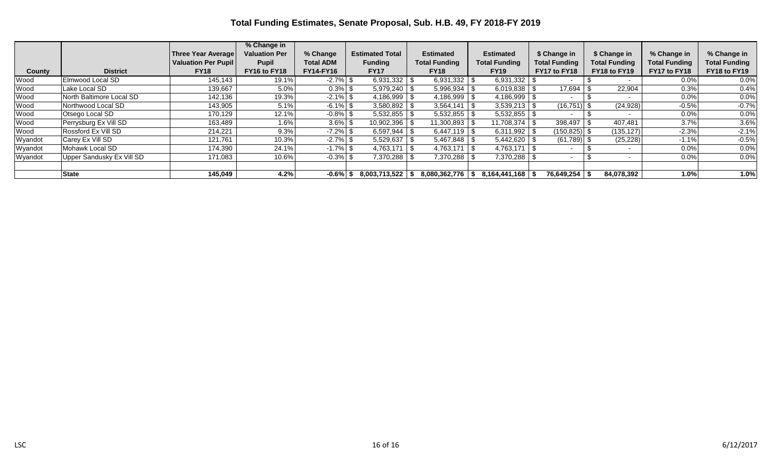# Total Funding Estimates, Senate Proposal, Sub. H.B. 49, FY 2018-FY 2019

| County | District | Three Year Average Valuation Per Pupil FY18 | % Change in Valuation Per Pupil FY16 to FY18 | % Change Total ADM FY14-FY16 | Estimated Total Funding FY17 | Estimated Total Funding FY18 | Estimated Total Funding FY19 | $ Change in Total Funding FY17 to FY18 | $ Change in Total Funding FY18 to FY19 | % Change in Total Funding FY17 to FY18 | % Change in Total Funding FY18 to FY19 |
|---|---|---|---|---|---|---|---|---|---|---|---|
| Wood | Elmwood Local SD | 145,143 | 19.1% | -2.7% | $ 6,931,332 | $ 6,931,332 | $ 6,931,332 | $ - | $ - | 0.0% | 0.0% |
| Wood | Lake Local SD | 139,667 | 5.0% | 0.3% | $ 5,979,240 | $ 5,996,934 | $ 6,019,838 | $ 17,694 | $ 22,904 | 0.3% | 0.4% |
| Wood | North Baltimore Local SD | 142,136 | 19.3% | -2.1% | $ 4,186,999 | $ 4,186,999 | $ 4,186,999 | $ - | $ - | 0.0% | 0.0% |
| Wood | Northwood Local SD | 143,905 | 5.1% | -6.1% | $ 3,580,892 | $ 3,564,141 | $ 3,539,213 | $ (16,751) | $ (24,928) | -0.5% | -0.7% |
| Wood | Otsego Local SD | 170,129 | 12.1% | -0.8% | $ 5,532,855 | $ 5,532,855 | $ 5,532,855 | $ - | $ - | 0.0% | 0.0% |
| Wood | Perrysburg Ex Vill SD | 163,489 | 1.6% | 3.6% | $ 10,902,396 | $ 11,300,893 | $ 11,708,374 | $ 398,497 | $ 407,481 | 3.7% | 3.6% |
| Wood | Rossford Ex Vill SD | 214,221 | 9.3% | -7.2% | $ 6,597,944 | $ 6,447,119 | $ 6,311,992 | $ (150,825) | $ (135,127) | -2.3% | -2.1% |
| Wyandot | Carey Ex Vill SD | 121,761 | 10.3% | -2.7% | $ 5,529,637 | $ 5,467,848 | $ 5,442,620 | $ (61,789) | $ (25,228) | -1.1% | -0.5% |
| Wyandot | Mohawk Local SD | 174,390 | 24.1% | -1.7% | $ 4,763,171 | $ 4,763,171 | $ 4,763,171 | $ - | $ - | 0.0% | 0.0% |
| Wyandot | Upper Sandusky Ex Vill SD | 171,083 | 10.6% | -0.3% | $ 7,370,288 | $ 7,370,288 | $ 7,370,288 | $ - | $ - | 0.0% | 0.0% |
| | | | | | | | | | | | |
| | **State** | **145,049** | **4.2%** | **-0.6%** | **$ 8,003,713,522** | **$ 8,080,362,776** | **$ 8,164,441,168** | **$ 76,649,254** | **$ 84,078,392** | **1.0%** | **1.0%** |

LSC 6/12/2017